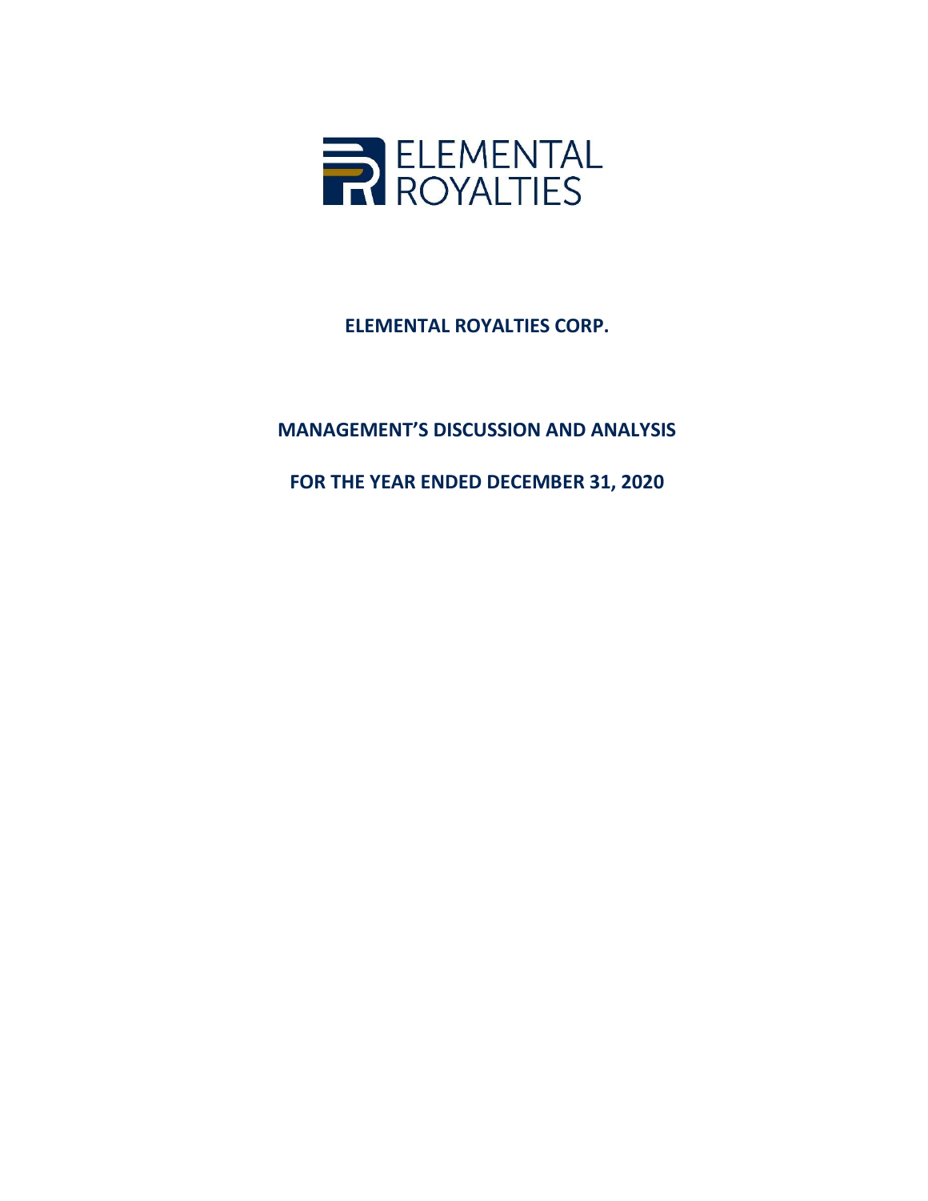ELEMENTAL ROYALTIES

# ELEMENTAL ROYALTIES CORP.

# MANAGEMENT'S DISCUSSION AND ANALYSIS

# FOR THE YEAR ENDED DECEMBER 31, 2020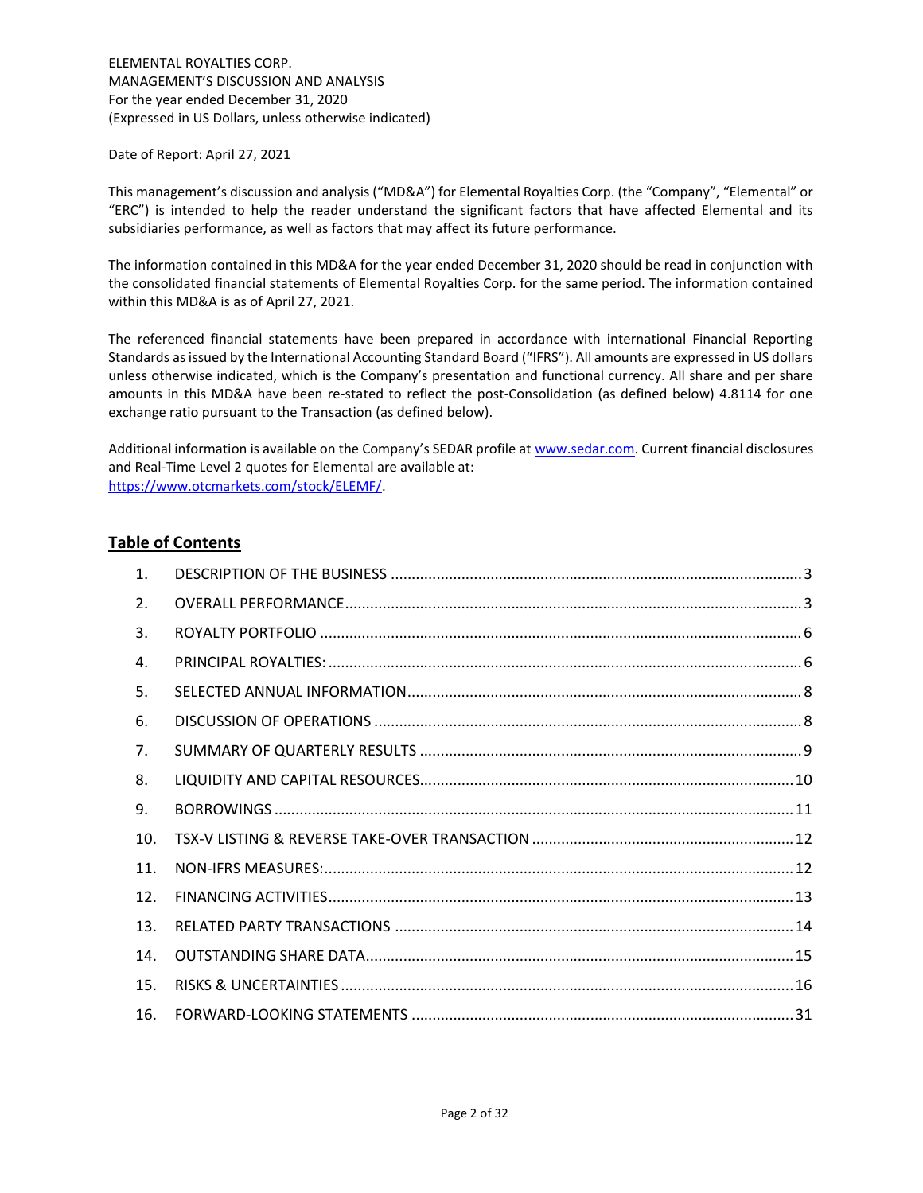ELEMENTAL ROYALTIES CORP.
MANAGEMENT'S DISCUSSION AND ANALYSIS
For the year ended December 31, 2020
(Expressed in US Dollars, unless otherwise indicated)

Date of Report: April 27, 2021

This management's discussion and analysis ("MD&A") for Elemental Royalties Corp. (the "Company", "Elemental" or "ERC") is intended to help the reader understand the significant factors that have affected Elemental and its subsidiaries performance, as well as factors that may affect its future performance.

The information contained in this MD&A for the year ended December 31, 2020 should be read in conjunction with the consolidated financial statements of Elemental Royalties Corp. for the same period. The information contained within this MD&A is as of April 27, 2021.

The referenced financial statements have been prepared in accordance with international Financial Reporting Standards as issued by the International Accounting Standard Board ("IFRS"). All amounts are expressed in US dollars unless otherwise indicated, which is the Company's presentation and functional currency. All share and per share amounts in this MD&A have been re-stated to reflect the post-Consolidation (as defined below) 4.8114 for one exchange ratio pursuant to the Transaction (as defined below).

Additional information is available on the Company's SEDAR profile at www.sedar.com. Current financial disclosures and Real-Time Level 2 quotes for Elemental are available at:
https://www.otcmarkets.com/stock/ELEMF/.

## Table of Contents

1. DESCRIPTION OF THE BUSINESS ..... 3
2. OVERALL PERFORMANCE ..... 3
3. ROYALTY PORTFOLIO ..... 6
4. PRINCIPAL ROYALTIES: ..... 6
5. SELECTED ANNUAL INFORMATION ..... 8
6. DISCUSSION OF OPERATIONS ..... 8
7. SUMMARY OF QUARTERLY RESULTS ..... 9
8. LIQUIDITY AND CAPITAL RESOURCES ..... 10
9. BORROWINGS ..... 11
10. TSX-V LISTING & REVERSE TAKE-OVER TRANSACTION ..... 12
11. NON-IFRS MEASURES: ..... 12
12. FINANCING ACTIVITIES ..... 13
13. RELATED PARTY TRANSACTIONS ..... 14
14. OUTSTANDING SHARE DATA ..... 15
15. RISKS & UNCERTAINTIES ..... 16
16. FORWARD-LOOKING STATEMENTS ..... 31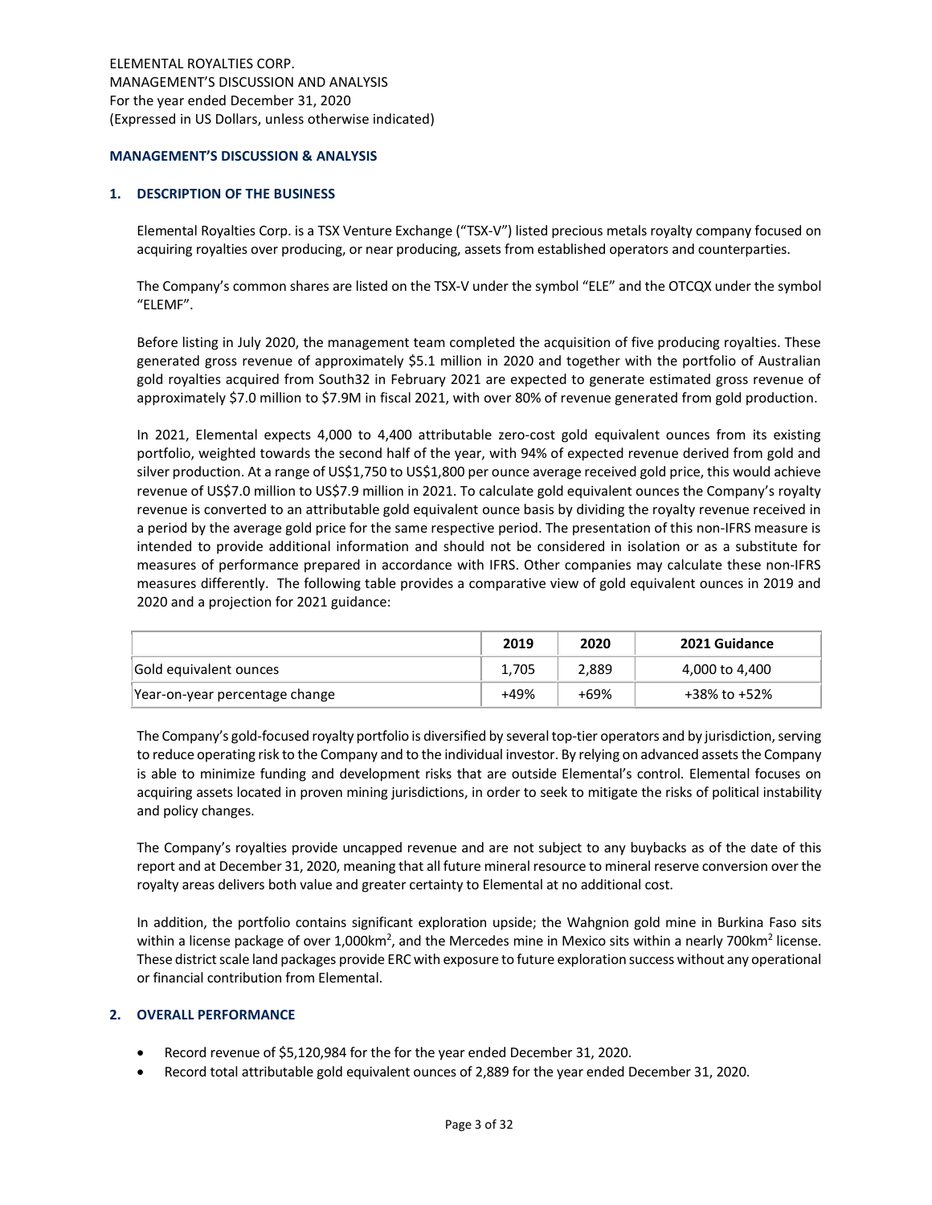## MANAGEMENT'S DISCUSSION & ANALYSIS

### 1. DESCRIPTION OF THE BUSINESS

Elemental Royalties Corp. is a TSX Venture Exchange ("TSX-V") listed precious metals royalty company focused on acquiring royalties over producing, or near producing, assets from established operators and counterparties.

The Company's common shares are listed on the TSX-V under the symbol "ELE" and the OTCQX under the symbol "ELEMF".

Before listing in July 2020, the management team completed the acquisition of five producing royalties. These generated gross revenue of approximately $5.1 million in 2020 and together with the portfolio of Australian gold royalties acquired from South32 in February 2021 are expected to generate estimated gross revenue of approximately $7.0 million to $7.9M in fiscal 2021, with over 80% of revenue generated from gold production.

In 2021, Elemental expects 4,000 to 4,400 attributable zero-cost gold equivalent ounces from its existing portfolio, weighted towards the second half of the year, with 94% of expected revenue derived from gold and silver production. At a range of US$1,750 to US$1,800 per ounce average received gold price, this would achieve revenue of US$7.0 million to US$7.9 million in 2021. To calculate gold equivalent ounces the Company's royalty revenue is converted to an attributable gold equivalent ounce basis by dividing the royalty revenue received in a period by the average gold price for the same respective period. The presentation of this non-IFRS measure is intended to provide additional information and should not be considered in isolation or as a substitute for measures of performance prepared in accordance with IFRS. Other companies may calculate these non-IFRS measures differently. The following table provides a comparative view of gold equivalent ounces in 2019 and 2020 and a projection for 2021 guidance:

| | 2019 | 2020 | 2021 Guidance |
|---|---|---|---|
| Gold equivalent ounces | 1,705 | 2,889 | 4,000 to 4,400 |
| Year-on-year percentage change | +49% | +69% | +38% to +52% |

The Company's gold-focused royalty portfolio is diversified by several top-tier operators and by jurisdiction, serving to reduce operating risk to the Company and to the individual investor. By relying on advanced assets the Company is able to minimize funding and development risks that are outside Elemental's control. Elemental focuses on acquiring assets located in proven mining jurisdictions, in order to seek to mitigate the risks of political instability and policy changes.

The Company's royalties provide uncapped revenue and are not subject to any buybacks as of the date of this report and at December 31, 2020, meaning that all future mineral resource to mineral reserve conversion over the royalty areas delivers both value and greater certainty to Elemental at no additional cost.

In addition, the portfolio contains significant exploration upside; the Wahgnion gold mine in Burkina Faso sits within a license package of over 1,000km$^2$, and the Mercedes mine in Mexico sits within a nearly 700km$^2$ license. These district scale land packages provide ERC with exposure to future exploration success without any operational or financial contribution from Elemental.

### 2. OVERALL PERFORMANCE

- Record revenue of $5,120,984 for the for the year ended December 31, 2020.
- Record total attributable gold equivalent ounces of 2,889 for the year ended December 31, 2020.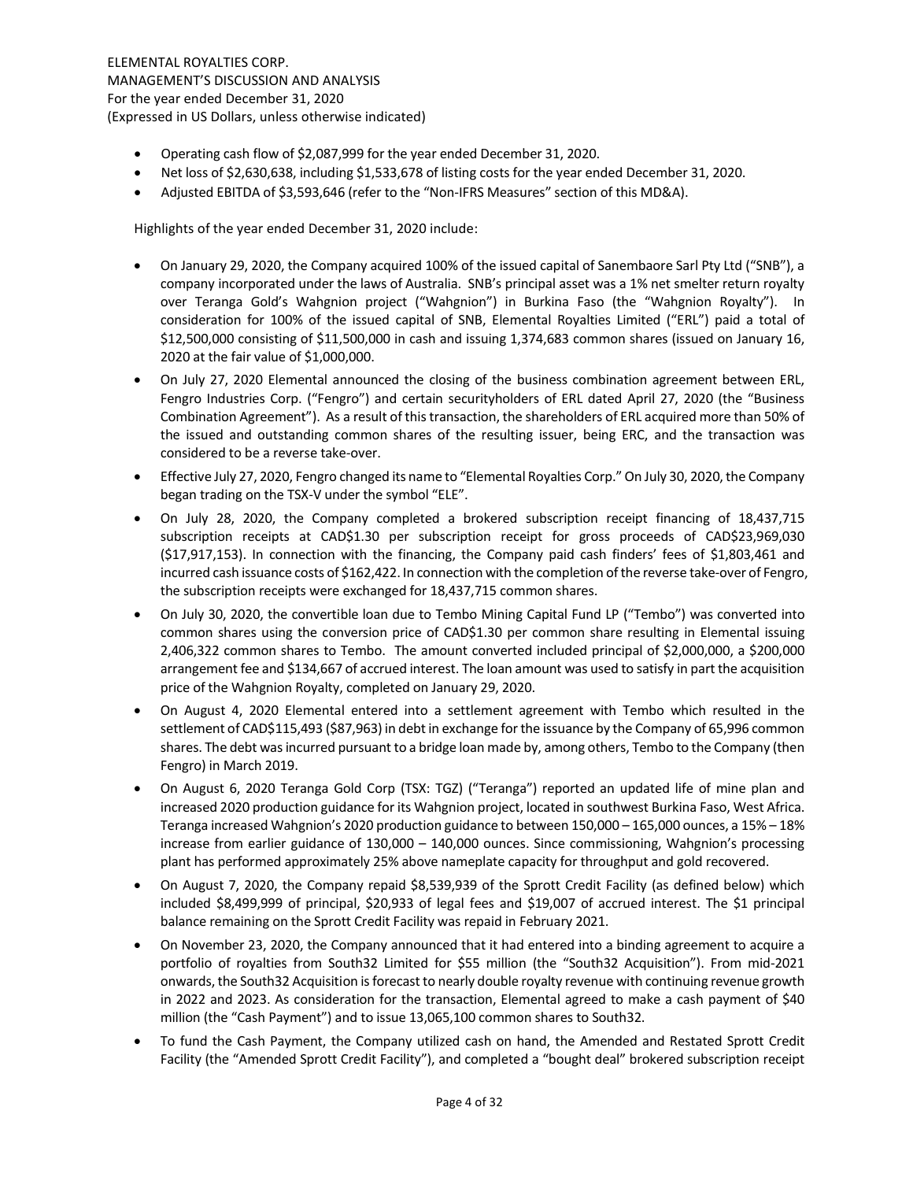- Operating cash flow of $2,087,999 for the year ended December 31, 2020.
- Net loss of $2,630,638, including $1,533,678 of listing costs for the year ended December 31, 2020.
- Adjusted EBITDA of $3,593,646 (refer to the "Non-IFRS Measures" section of this MD&A).

Highlights of the year ended December 31, 2020 include:

- On January 29, 2020, the Company acquired 100% of the issued capital of Sanembaore Sarl Pty Ltd ("SNB"), a company incorporated under the laws of Australia. SNB's principal asset was a 1% net smelter return royalty over Teranga Gold's Wahgnion project ("Wahgnion") in Burkina Faso (the "Wahgnion Royalty"). In consideration for 100% of the issued capital of SNB, Elemental Royalties Limited ("ERL") paid a total of $12,500,000 consisting of $11,500,000 in cash and issuing 1,374,683 common shares (issued on January 16, 2020 at the fair value of $1,000,000.
- On July 27, 2020 Elemental announced the closing of the business combination agreement between ERL, Fengro Industries Corp. ("Fengro") and certain securityholders of ERL dated April 27, 2020 (the "Business Combination Agreement"). As a result of this transaction, the shareholders of ERL acquired more than 50% of the issued and outstanding common shares of the resulting issuer, being ERC, and the transaction was considered to be a reverse take-over.
- Effective July 27, 2020, Fengro changed its name to "Elemental Royalties Corp." On July 30, 2020, the Company began trading on the TSX-V under the symbol "ELE".
- On July 28, 2020, the Company completed a brokered subscription receipt financing of 18,437,715 subscription receipts at CAD$1.30 per subscription receipt for gross proceeds of CAD$23,969,030 ($17,917,153). In connection with the financing, the Company paid cash finders' fees of $1,803,461 and incurred cash issuance costs of $162,422. In connection with the completion of the reverse take-over of Fengro, the subscription receipts were exchanged for 18,437,715 common shares.
- On July 30, 2020, the convertible loan due to Tembo Mining Capital Fund LP ("Tembo") was converted into common shares using the conversion price of CAD$1.30 per common share resulting in Elemental issuing 2,406,322 common shares to Tembo. The amount converted included principal of $2,000,000, a $200,000 arrangement fee and $134,667 of accrued interest. The loan amount was used to satisfy in part the acquisition price of the Wahgnion Royalty, completed on January 29, 2020.
- On August 4, 2020 Elemental entered into a settlement agreement with Tembo which resulted in the settlement of CAD$115,493 ($87,963) in debt in exchange for the issuance by the Company of 65,996 common shares. The debt was incurred pursuant to a bridge loan made by, among others, Tembo to the Company (then Fengro) in March 2019.
- On August 6, 2020 Teranga Gold Corp (TSX: TGZ) ("Teranga") reported an updated life of mine plan and increased 2020 production guidance for its Wahgnion project, located in southwest Burkina Faso, West Africa. Teranga increased Wahgnion's 2020 production guidance to between 150,000 – 165,000 ounces, a 15% – 18% increase from earlier guidance of 130,000 – 140,000 ounces. Since commissioning, Wahgnion's processing plant has performed approximately 25% above nameplate capacity for throughput and gold recovered.
- On August 7, 2020, the Company repaid $8,539,939 of the Sprott Credit Facility (as defined below) which included $8,499,999 of principal, $20,933 of legal fees and $19,007 of accrued interest. The $1 principal balance remaining on the Sprott Credit Facility was repaid in February 2021.
- On November 23, 2020, the Company announced that it had entered into a binding agreement to acquire a portfolio of royalties from South32 Limited for $55 million (the "South32 Acquisition"). From mid-2021 onwards, the South32 Acquisition is forecast to nearly double royalty revenue with continuing revenue growth in 2022 and 2023. As consideration for the transaction, Elemental agreed to make a cash payment of $40 million (the "Cash Payment") and to issue 13,065,100 common shares to South32.
- To fund the Cash Payment, the Company utilized cash on hand, the Amended and Restated Sprott Credit Facility (the "Amended Sprott Credit Facility"), and completed a "bought deal" brokered subscription receipt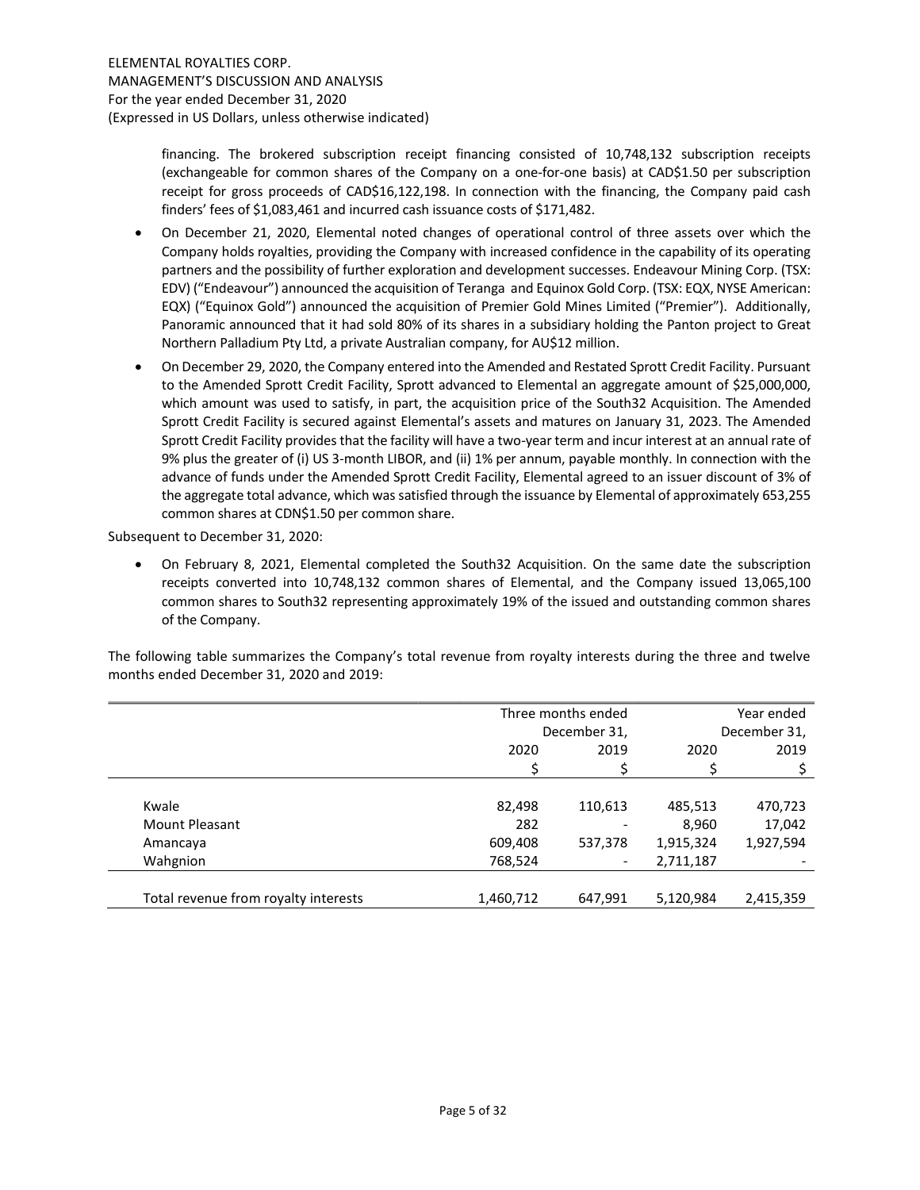financing. The brokered subscription receipt financing consisted of 10,748,132 subscription receipts (exchangeable for common shares of the Company on a one-for-one basis) at CAD$1.50 per subscription receipt for gross proceeds of CAD$16,122,198. In connection with the financing, the Company paid cash finders' fees of $1,083,461 and incurred cash issuance costs of $171,482.

- On December 21, 2020, Elemental noted changes of operational control of three assets over which the Company holds royalties, providing the Company with increased confidence in the capability of its operating partners and the possibility of further exploration and development successes. Endeavour Mining Corp. (TSX: EDV) ("Endeavour") announced the acquisition of Teranga and Equinox Gold Corp. (TSX: EQX, NYSE American: EQX) ("Equinox Gold") announced the acquisition of Premier Gold Mines Limited ("Premier"). Additionally, Panoramic announced that it had sold 80% of its shares in a subsidiary holding the Panton project to Great Northern Palladium Pty Ltd, a private Australian company, for AU$12 million.
- On December 29, 2020, the Company entered into the Amended and Restated Sprott Credit Facility. Pursuant to the Amended Sprott Credit Facility, Sprott advanced to Elemental an aggregate amount of $25,000,000, which amount was used to satisfy, in part, the acquisition price of the South32 Acquisition. The Amended Sprott Credit Facility is secured against Elemental's assets and matures on January 31, 2023. The Amended Sprott Credit Facility provides that the facility will have a two-year term and incur interest at an annual rate of 9% plus the greater of (i) US 3-month LIBOR, and (ii) 1% per annum, payable monthly. In connection with the advance of funds under the Amended Sprott Credit Facility, Elemental agreed to an issuer discount of 3% of the aggregate total advance, which was satisfied through the issuance by Elemental of approximately 653,255 common shares at CDN$1.50 per common share.

Subsequent to December 31, 2020:

- On February 8, 2021, Elemental completed the South32 Acquisition. On the same date the subscription receipts converted into 10,748,132 common shares of Elemental, and the Company issued 13,065,100 common shares to South32 representing approximately 19% of the issued and outstanding common shares of the Company.

The following table summarizes the Company's total revenue from royalty interests during the three and twelve months ended December 31, 2020 and 2019:

| | Three months ended December 31, | | Year ended December 31, | |
|---|---|---|---|---|
| | 2020 | 2019 | 2020 | 2019 |
| | $ | $ | $ | $ |
| Kwale | 82,498 | 110,613 | 485,513 | 470,723 |
| Mount Pleasant | 282 | - | 8,960 | 17,042 |
| Amancaya | 609,408 | 537,378 | 1,915,324 | 1,927,594 |
| Wahgnion | 768,524 | - | 2,711,187 | - |
| Total revenue from royalty interests | 1,460,712 | 647,991 | 5,120,984 | 2,415,359 |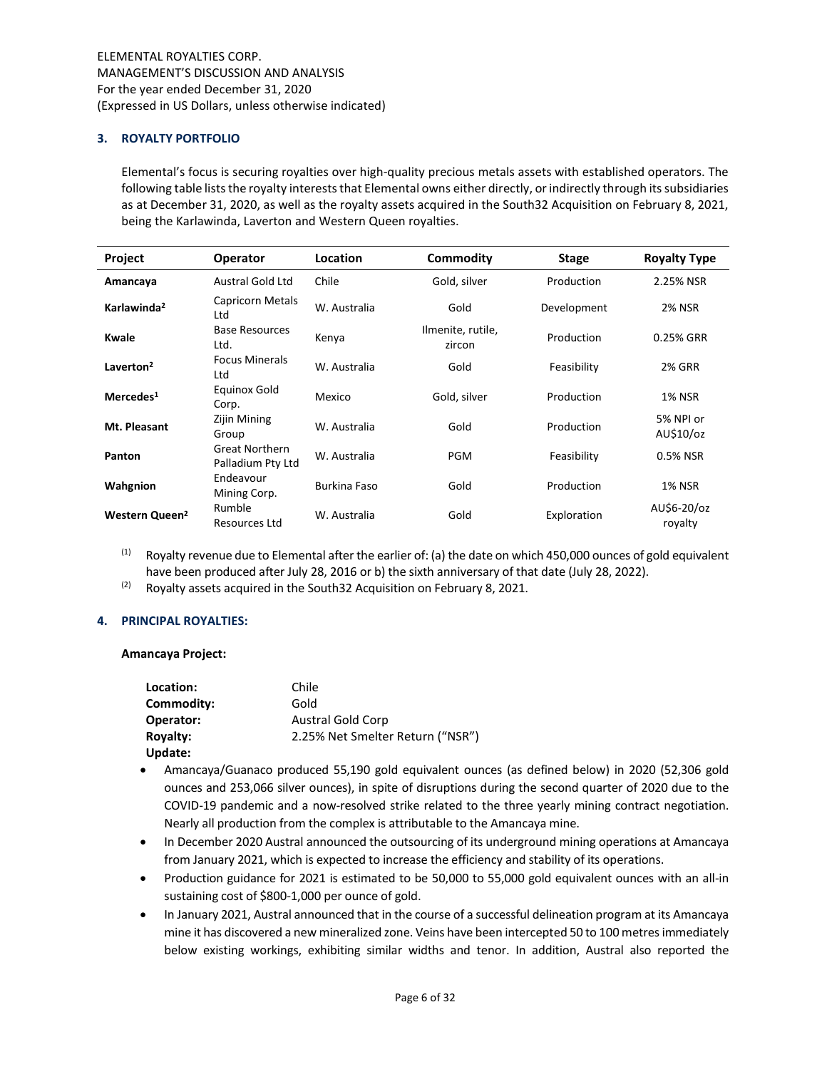## 3. ROYALTY PORTFOLIO

Elemental's focus is securing royalties over high-quality precious metals assets with established operators. The following table lists the royalty interests that Elemental owns either directly, or indirectly through its subsidiaries as at December 31, 2020, as well as the royalty assets acquired in the South32 Acquisition on February 8, 2021, being the Karlawinda, Laverton and Western Queen royalties.

| Project | Operator | Location | Commodity | Stage | Royalty Type |
|---|---|---|---|---|---|
| **Amancaya** | Austral Gold Ltd | Chile | Gold, silver | Production | 2.25% NSR |
| **Karlawinda[2]** | Capricorn Metals Ltd | W. Australia | Gold | Development | 2% NSR |
| **Kwale** | Base Resources Ltd. | Kenya | Ilmenite, rutile, zircon | Production | 0.25% GRR |
| **Laverton[2]** | Focus Minerals Ltd | W. Australia | Gold | Feasibility | 2% GRR |
| **Mercedes[1]** | Equinox Gold Corp. | Mexico | Gold, silver | Production | 1% NSR |
| **Mt. Pleasant** | Zijin Mining Group | W. Australia | Gold | Production | 5% NPI or AU$10/oz |
| **Panton** | Great Northern Palladium Pty Ltd | W. Australia | PGM | Feasibility | 0.5% NSR |
| **Wahgnion** | Endeavour Mining Corp. | Burkina Faso | Gold | Production | 1% NSR |
| **Western Queen[2]** | Rumble Resources Ltd | W. Australia | Gold | Exploration | AU$6-20/oz royalty |

(1) Royalty revenue due to Elemental after the earlier of: (a) the date on which 450,000 ounces of gold equivalent have been produced after July 28, 2016 or b) the sixth anniversary of that date (July 28, 2022).

(2) Royalty assets acquired in the South32 Acquisition on February 8, 2021.

## 4. PRINCIPAL ROYALTIES:

**Amancaya Project:**

**Location:** Chile
**Commodity:** Gold
**Operator:** Austral Gold Corp
**Royalty:** 2.25% Net Smelter Return ("NSR")
**Update:**

- Amancaya/Guanaco produced 55,190 gold equivalent ounces (as defined below) in 2020 (52,306 gold ounces and 253,066 silver ounces), in spite of disruptions during the second quarter of 2020 due to the COVID-19 pandemic and a now-resolved strike related to the three yearly mining contract negotiation. Nearly all production from the complex is attributable to the Amancaya mine.
- In December 2020 Austral announced the outsourcing of its underground mining operations at Amancaya from January 2021, which is expected to increase the efficiency and stability of its operations.
- Production guidance for 2021 is estimated to be 50,000 to 55,000 gold equivalent ounces with an all-in sustaining cost of $800-1,000 per ounce of gold.
- In January 2021, Austral announced that in the course of a successful delineation program at its Amancaya mine it has discovered a new mineralized zone. Veins have been intercepted 50 to 100 metres immediately below existing workings, exhibiting similar widths and tenor. In addition, Austral also reported the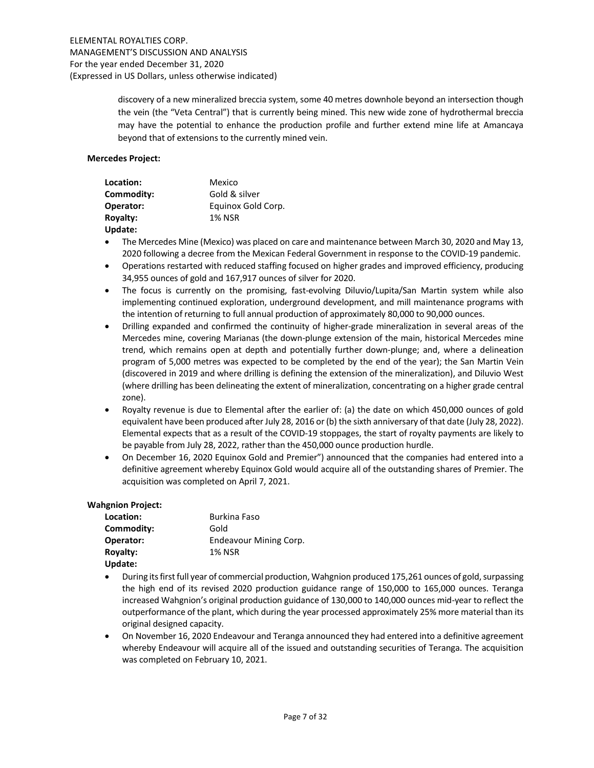discovery of a new mineralized breccia system, some 40 metres downhole beyond an intersection though the vein (the "Veta Central") that is currently being mined. This new wide zone of hydrothermal breccia may have the potential to enhance the production profile and further extend mine life at Amancaya beyond that of extensions to the currently mined vein.

**Mercedes Project:**

**Location:** Mexico
**Commodity:** Gold & silver
**Operator:** Equinox Gold Corp.
**Royalty:** 1% NSR
**Update:**

- The Mercedes Mine (Mexico) was placed on care and maintenance between March 30, 2020 and May 13, 2020 following a decree from the Mexican Federal Government in response to the COVID-19 pandemic.
- Operations restarted with reduced staffing focused on higher grades and improved efficiency, producing 34,955 ounces of gold and 167,917 ounces of silver for 2020.
- The focus is currently on the promising, fast-evolving Diluvio/Lupita/San Martin system while also implementing continued exploration, underground development, and mill maintenance programs with the intention of returning to full annual production of approximately 80,000 to 90,000 ounces.
- Drilling expanded and confirmed the continuity of higher-grade mineralization in several areas of the Mercedes mine, covering Marianas (the down-plunge extension of the main, historical Mercedes mine trend, which remains open at depth and potentially further down-plunge; and, where a delineation program of 5,000 metres was expected to be completed by the end of the year); the San Martin Vein (discovered in 2019 and where drilling is defining the extension of the mineralization), and Diluvio West (where drilling has been delineating the extent of mineralization, concentrating on a higher grade central zone).
- Royalty revenue is due to Elemental after the earlier of: (a) the date on which 450,000 ounces of gold equivalent have been produced after July 28, 2016 or (b) the sixth anniversary of that date (July 28, 2022). Elemental expects that as a result of the COVID-19 stoppages, the start of royalty payments are likely to be payable from July 28, 2022, rather than the 450,000 ounce production hurdle.
- On December 16, 2020 Equinox Gold and Premier") announced that the companies had entered into a definitive agreement whereby Equinox Gold would acquire all of the outstanding shares of Premier. The acquisition was completed on April 7, 2021.

**Wahgnion Project:**

**Location:** Burkina Faso
**Commodity:** Gold
**Operator:** Endeavour Mining Corp.
**Royalty:** 1% NSR
**Update:**

- During its first full year of commercial production, Wahgnion produced 175,261 ounces of gold, surpassing the high end of its revised 2020 production guidance range of 150,000 to 165,000 ounces. Teranga increased Wahgnion's original production guidance of 130,000 to 140,000 ounces mid-year to reflect the outperformance of the plant, which during the year processed approximately 25% more material than its original designed capacity.
- On November 16, 2020 Endeavour and Teranga announced they had entered into a definitive agreement whereby Endeavour will acquire all of the issued and outstanding securities of Teranga. The acquisition was completed on February 10, 2021.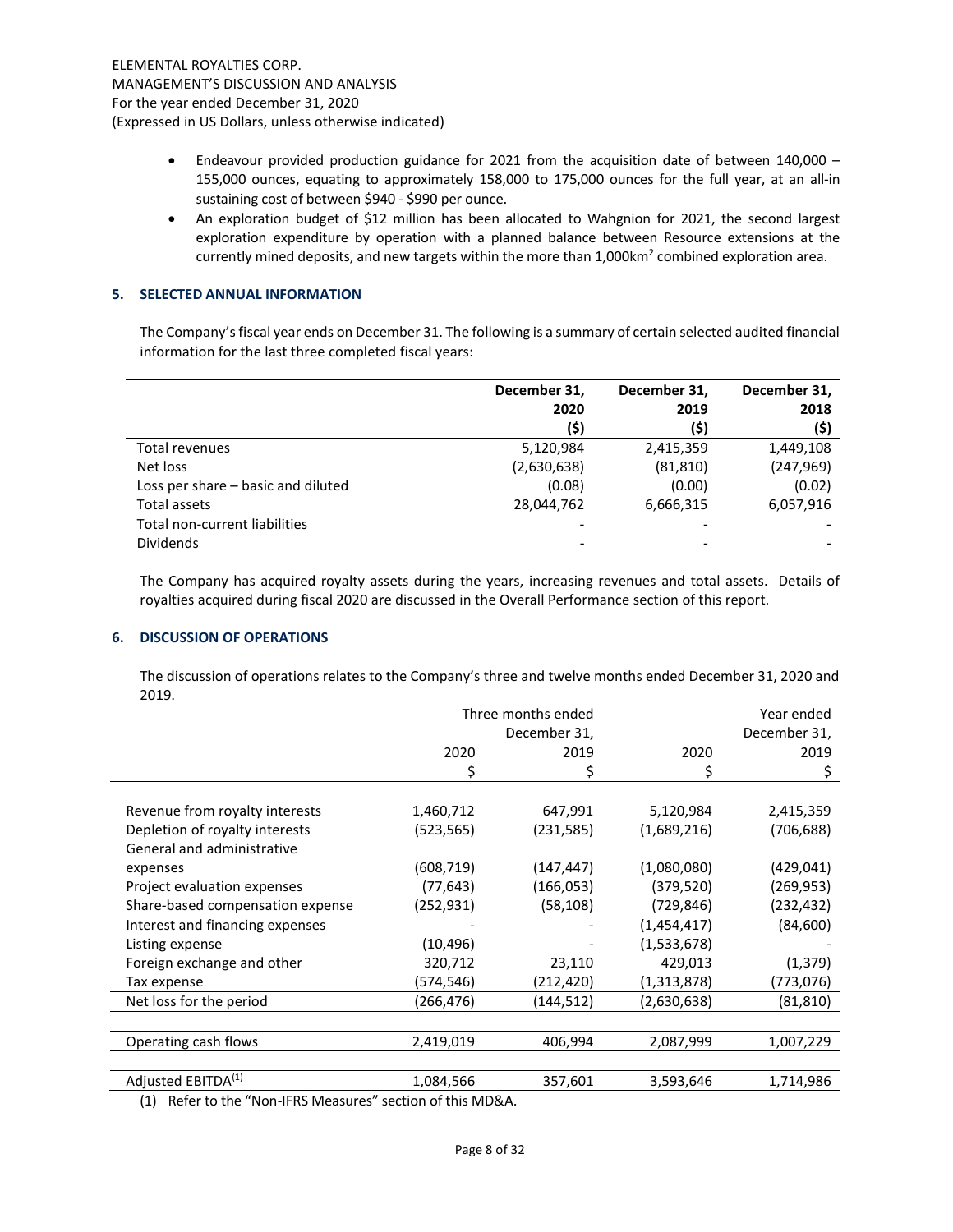- Endeavour provided production guidance for 2021 from the acquisition date of between 140,000 – 155,000 ounces, equating to approximately 158,000 to 175,000 ounces for the full year, at an all-in sustaining cost of between $940 - $990 per ounce.
- An exploration budget of $12 million has been allocated to Wahgnion for 2021, the second largest exploration expenditure by operation with a planned balance between Resource extensions at the currently mined deposits, and new targets within the more than 1,000km$^2$ combined exploration area.

## 5. SELECTED ANNUAL INFORMATION

The Company's fiscal year ends on December 31. The following is a summary of certain selected audited financial information for the last three completed fiscal years:

| | December 31, 2020 ($) | December 31, 2019 ($) | December 31, 2018 ($) |
|---|---|---|---|
| Total revenues | 5,120,984 | 2,415,359 | 1,449,108 |
| Net loss | (2,630,638) | (81,810) | (247,969) |
| Loss per share – basic and diluted | (0.08) | (0.00) | (0.02) |
| Total assets | 28,044,762 | 6,666,315 | 6,057,916 |
| Total non-current liabilities | - | - | - |
| Dividends | - | - | - |

The Company has acquired royalty assets during the years, increasing revenues and total assets. Details of royalties acquired during fiscal 2020 are discussed in the Overall Performance section of this report.

## 6. DISCUSSION OF OPERATIONS

The discussion of operations relates to the Company's three and twelve months ended December 31, 2020 and 2019.

| | Three months ended December 31, | | Year ended December 31, | |
|---|---|---|---|---|
| | 2020 | 2019 | 2020 | 2019 |
| | $ | $ | $ | $ |
| Revenue from royalty interests | 1,460,712 | 647,991 | 5,120,984 | 2,415,359 |
| Depletion of royalty interests | (523,565) | (231,585) | (1,689,216) | (706,688) |
| General and administrative expenses | (608,719) | (147,447) | (1,080,080) | (429,041) |
| Project evaluation expenses | (77,643) | (166,053) | (379,520) | (269,953) |
| Share-based compensation expense | (252,931) | (58,108) | (729,846) | (232,432) |
| Interest and financing expenses | - | - | (1,454,417) | (84,600) |
| Listing expense | (10,496) | - | (1,533,678) | - |
| Foreign exchange and other | 320,712 | 23,110 | 429,013 | (1,379) |
| Tax expense | (574,546) | (212,420) | (1,313,878) | (773,076) |
| Net loss for the period | (266,476) | (144,512) | (2,630,638) | (81,810) |
| Operating cash flows | 2,419,019 | 406,994 | 2,087,999 | 1,007,229 |
| Adjusted EBITDA[(1)] | 1,084,566 | 357,601 | 3,593,646 | 1,714,986 |

(1) Refer to the "Non-IFRS Measures" section of this MD&A.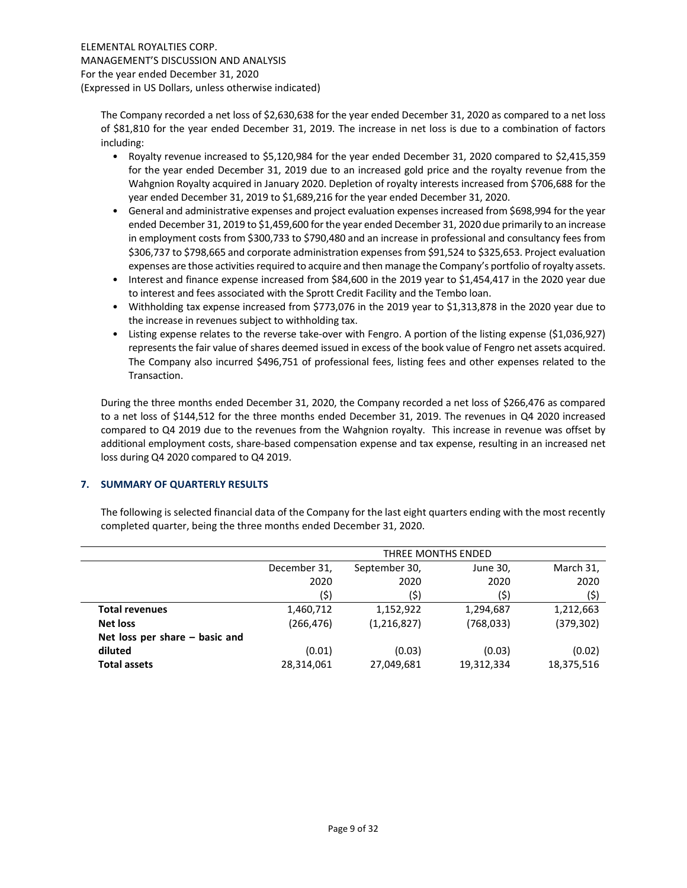The Company recorded a net loss of $2,630,638 for the year ended December 31, 2020 as compared to a net loss of $81,810 for the year ended December 31, 2019. The increase in net loss is due to a combination of factors including:

- Royalty revenue increased to $5,120,984 for the year ended December 31, 2020 compared to $2,415,359 for the year ended December 31, 2019 due to an increased gold price and the royalty revenue from the Wahgnion Royalty acquired in January 2020. Depletion of royalty interests increased from $706,688 for the year ended December 31, 2019 to $1,689,216 for the year ended December 31, 2020.
- General and administrative expenses and project evaluation expenses increased from $698,994 for the year ended December 31, 2019 to $1,459,600 for the year ended December 31, 2020 due primarily to an increase in employment costs from $300,733 to $790,480 and an increase in professional and consultancy fees from $306,737 to $798,665 and corporate administration expenses from $91,524 to $325,653. Project evaluation expenses are those activities required to acquire and then manage the Company's portfolio of royalty assets.
- Interest and finance expense increased from $84,600 in the 2019 year to $1,454,417 in the 2020 year due to interest and fees associated with the Sprott Credit Facility and the Tembo loan.
- Withholding tax expense increased from $773,076 in the 2019 year to $1,313,878 in the 2020 year due to the increase in revenues subject to withholding tax.
- Listing expense relates to the reverse take-over with Fengro. A portion of the listing expense ($1,036,927) represents the fair value of shares deemed issued in excess of the book value of Fengro net assets acquired. The Company also incurred $496,751 of professional fees, listing fees and other expenses related to the Transaction.

During the three months ended December 31, 2020, the Company recorded a net loss of $266,476 as compared to a net loss of $144,512 for the three months ended December 31, 2019. The revenues in Q4 2020 increased compared to Q4 2019 due to the revenues from the Wahgnion royalty. This increase in revenue was offset by additional employment costs, share-based compensation expense and tax expense, resulting in an increased net loss during Q4 2020 compared to Q4 2019.

## 7. SUMMARY OF QUARTERLY RESULTS

The following is selected financial data of the Company for the last eight quarters ending with the most recently completed quarter, being the three months ended December 31, 2020.

| | THREE MONTHS ENDED | | | |
|---|---|---|---|---|
| | December 31, 2020 ($) | September 30, 2020 ($) | June 30, 2020 ($) | March 31, 2020 ($) |
| **Total revenues** | 1,460,712 | 1,152,922 | 1,294,687 | 1,212,663 |
| **Net loss** | (266,476) | (1,216,827) | (768,033) | (379,302) |
| **Net loss per share – basic and diluted** | (0.01) | (0.03) | (0.03) | (0.02) |
| **Total assets** | 28,314,061 | 27,049,681 | 19,312,334 | 18,375,516 |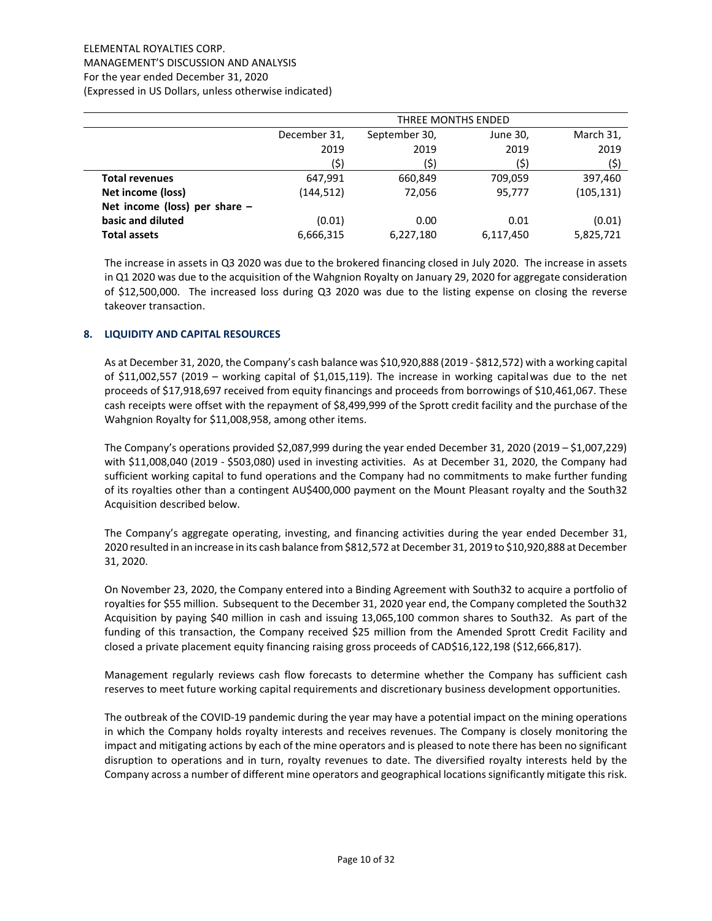| | THREE MONTHS ENDED | | | |
|---|---|---|---|---|
| | December 31, 2019 ($) | September 30, 2019 ($) | June 30, 2019 ($) | March 31, 2019 ($) |
| **Total revenues** | 647,991 | 660,849 | 709,059 | 397,460 |
| **Net income (loss)** | (144,512) | 72,056 | 95,777 | (105,131) |
| **Net income (loss) per share – basic and diluted** | (0.01) | 0.00 | 0.01 | (0.01) |
| **Total assets** | 6,666,315 | 6,227,180 | 6,117,450 | 5,825,721 |

The increase in assets in Q3 2020 was due to the brokered financing closed in July 2020. The increase in assets in Q1 2020 was due to the acquisition of the Wahgnion Royalty on January 29, 2020 for aggregate consideration of $12,500,000. The increased loss during Q3 2020 was due to the listing expense on closing the reverse takeover transaction.

## 8. LIQUIDITY AND CAPITAL RESOURCES

As at December 31, 2020, the Company's cash balance was $10,920,888 (2019 - $812,572) with a working capital of $11,002,557 (2019 – working capital of $1,015,119). The increase in working capital was due to the net proceeds of $17,918,697 received from equity financings and proceeds from borrowings of $10,461,067. These cash receipts were offset with the repayment of $8,499,999 of the Sprott credit facility and the purchase of the Wahgnion Royalty for $11,008,958, among other items.

The Company's operations provided $2,087,999 during the year ended December 31, 2020 (2019 – $1,007,229) with $11,008,040 (2019 - $503,080) used in investing activities. As at December 31, 2020, the Company had sufficient working capital to fund operations and the Company had no commitments to make further funding of its royalties other than a contingent AU$400,000 payment on the Mount Pleasant royalty and the South32 Acquisition described below.

The Company's aggregate operating, investing, and financing activities during the year ended December 31, 2020 resulted in an increase in its cash balance from $812,572 at December 31, 2019 to $10,920,888 at December 31, 2020.

On November 23, 2020, the Company entered into a Binding Agreement with South32 to acquire a portfolio of royalties for $55 million. Subsequent to the December 31, 2020 year end, the Company completed the South32 Acquisition by paying $40 million in cash and issuing 13,065,100 common shares to South32. As part of the funding of this transaction, the Company received $25 million from the Amended Sprott Credit Facility and closed a private placement equity financing raising gross proceeds of CAD$16,122,198 ($12,666,817).

Management regularly reviews cash flow forecasts to determine whether the Company has sufficient cash reserves to meet future working capital requirements and discretionary business development opportunities.

The outbreak of the COVID-19 pandemic during the year may have a potential impact on the mining operations in which the Company holds royalty interests and receives revenues. The Company is closely monitoring the impact and mitigating actions by each of the mine operators and is pleased to note there has been no significant disruption to operations and in turn, royalty revenues to date. The diversified royalty interests held by the Company across a number of different mine operators and geographical locations significantly mitigate this risk.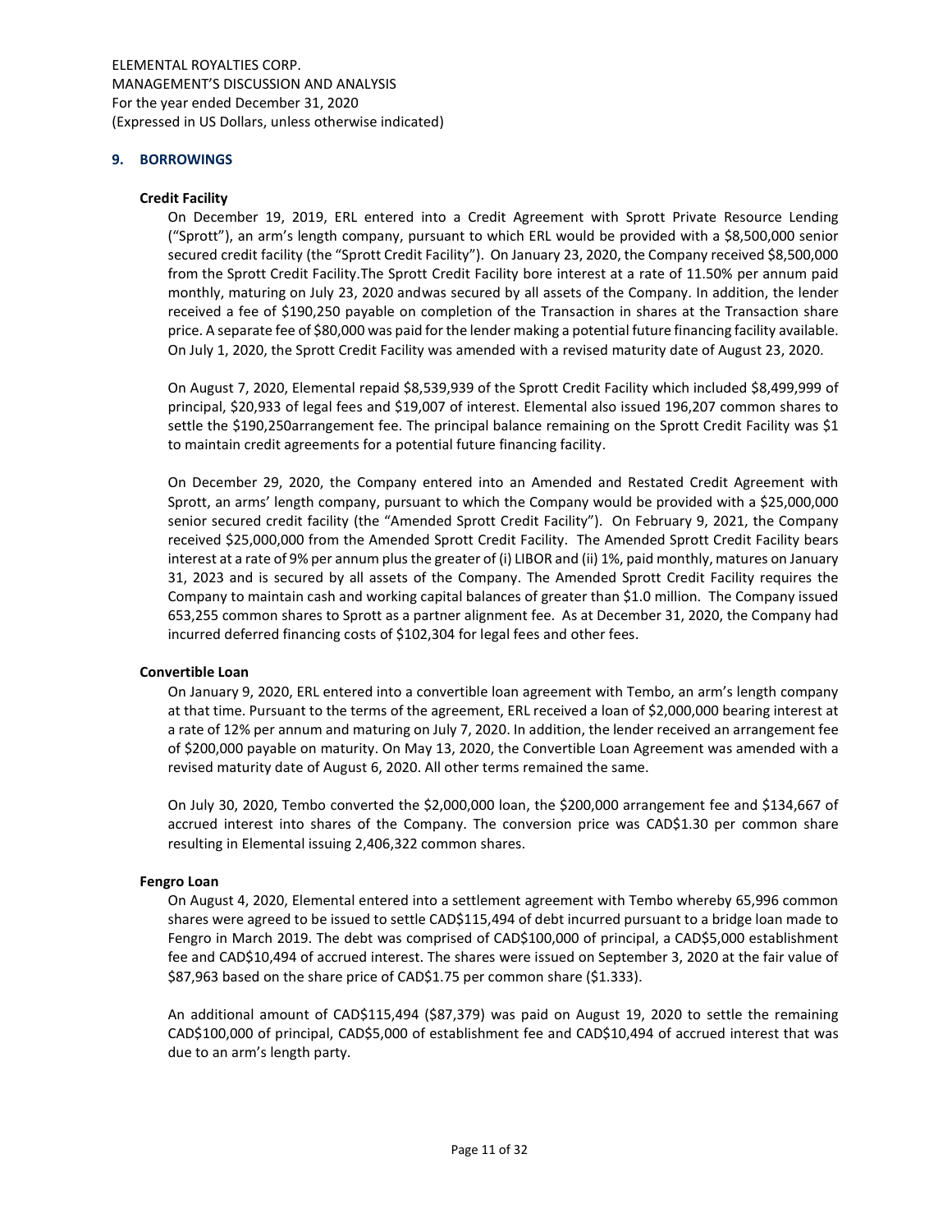## 9. BORROWINGS

### Credit Facility

On December 19, 2019, ERL entered into a Credit Agreement with Sprott Private Resource Lending ("Sprott"), an arm's length company, pursuant to which ERL would be provided with a $8,500,000 senior secured credit facility (the "Sprott Credit Facility"). On January 23, 2020, the Company received $8,500,000 from the Sprott Credit Facility.The Sprott Credit Facility bore interest at a rate of 11.50% per annum paid monthly, maturing on July 23, 2020 andwas secured by all assets of the Company. In addition, the lender received a fee of $190,250 payable on completion of the Transaction in shares at the Transaction share price. A separate fee of $80,000 was paid for the lender making a potential future financing facility available. On July 1, 2020, the Sprott Credit Facility was amended with a revised maturity date of August 23, 2020.

On August 7, 2020, Elemental repaid $8,539,939 of the Sprott Credit Facility which included $8,499,999 of principal, $20,933 of legal fees and $19,007 of interest. Elemental also issued 196,207 common shares to settle the $190,250arrangement fee. The principal balance remaining on the Sprott Credit Facility was $1 to maintain credit agreements for a potential future financing facility.

On December 29, 2020, the Company entered into an Amended and Restated Credit Agreement with Sprott, an arms' length company, pursuant to which the Company would be provided with a $25,000,000 senior secured credit facility (the "Amended Sprott Credit Facility"). On February 9, 2021, the Company received $25,000,000 from the Amended Sprott Credit Facility. The Amended Sprott Credit Facility bears interest at a rate of 9% per annum plus the greater of (i) LIBOR and (ii) 1%, paid monthly, matures on January 31, 2023 and is secured by all assets of the Company. The Amended Sprott Credit Facility requires the Company to maintain cash and working capital balances of greater than $1.0 million. The Company issued 653,255 common shares to Sprott as a partner alignment fee. As at December 31, 2020, the Company had incurred deferred financing costs of $102,304 for legal fees and other fees.

### Convertible Loan

On January 9, 2020, ERL entered into a convertible loan agreement with Tembo, an arm's length company at that time. Pursuant to the terms of the agreement, ERL received a loan of $2,000,000 bearing interest at a rate of 12% per annum and maturing on July 7, 2020. In addition, the lender received an arrangement fee of $200,000 payable on maturity. On May 13, 2020, the Convertible Loan Agreement was amended with a revised maturity date of August 6, 2020. All other terms remained the same.

On July 30, 2020, Tembo converted the $2,000,000 loan, the $200,000 arrangement fee and $134,667 of accrued interest into shares of the Company. The conversion price was CAD$1.30 per common share resulting in Elemental issuing 2,406,322 common shares.

### Fengro Loan

On August 4, 2020, Elemental entered into a settlement agreement with Tembo whereby 65,996 common shares were agreed to be issued to settle CAD$115,494 of debt incurred pursuant to a bridge loan made to Fengro in March 2019. The debt was comprised of CAD$100,000 of principal, a CAD$5,000 establishment fee and CAD$10,494 of accrued interest. The shares were issued on September 3, 2020 at the fair value of $87,963 based on the share price of CAD$1.75 per common share ($1.333).

An additional amount of CAD$115,494 ($87,379) was paid on August 19, 2020 to settle the remaining CAD$100,000 of principal, CAD$5,000 of establishment fee and CAD$10,494 of accrued interest that was due to an arm's length party.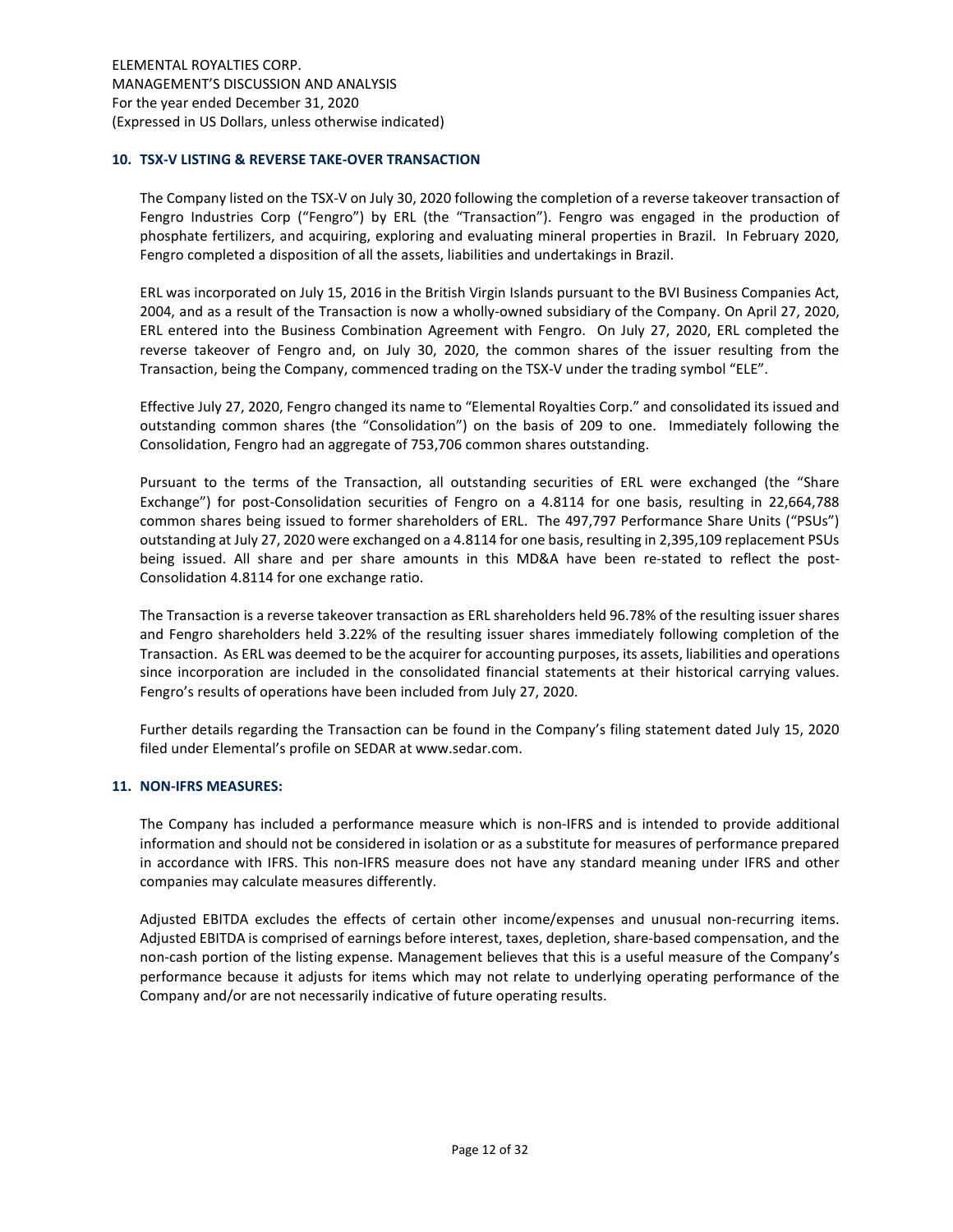## 10. TSX-V LISTING & REVERSE TAKE-OVER TRANSACTION

The Company listed on the TSX-V on July 30, 2020 following the completion of a reverse takeover transaction of Fengro Industries Corp ("Fengro") by ERL (the "Transaction"). Fengro was engaged in the production of phosphate fertilizers, and acquiring, exploring and evaluating mineral properties in Brazil. In February 2020, Fengro completed a disposition of all the assets, liabilities and undertakings in Brazil.

ERL was incorporated on July 15, 2016 in the British Virgin Islands pursuant to the BVI Business Companies Act, 2004, and as a result of the Transaction is now a wholly-owned subsidiary of the Company. On April 27, 2020, ERL entered into the Business Combination Agreement with Fengro. On July 27, 2020, ERL completed the reverse takeover of Fengro and, on July 30, 2020, the common shares of the issuer resulting from the Transaction, being the Company, commenced trading on the TSX-V under the trading symbol "ELE".

Effective July 27, 2020, Fengro changed its name to "Elemental Royalties Corp." and consolidated its issued and outstanding common shares (the "Consolidation") on the basis of 209 to one. Immediately following the Consolidation, Fengro had an aggregate of 753,706 common shares outstanding.

Pursuant to the terms of the Transaction, all outstanding securities of ERL were exchanged (the "Share Exchange") for post-Consolidation securities of Fengro on a 4.8114 for one basis, resulting in 22,664,788 common shares being issued to former shareholders of ERL. The 497,797 Performance Share Units ("PSUs") outstanding at July 27, 2020 were exchanged on a 4.8114 for one basis, resulting in 2,395,109 replacement PSUs being issued. All share and per share amounts in this MD&A have been re-stated to reflect the post-Consolidation 4.8114 for one exchange ratio.

The Transaction is a reverse takeover transaction as ERL shareholders held 96.78% of the resulting issuer shares and Fengro shareholders held 3.22% of the resulting issuer shares immediately following completion of the Transaction. As ERL was deemed to be the acquirer for accounting purposes, its assets, liabilities and operations since incorporation are included in the consolidated financial statements at their historical carrying values. Fengro's results of operations have been included from July 27, 2020.

Further details regarding the Transaction can be found in the Company's filing statement dated July 15, 2020 filed under Elemental's profile on SEDAR at www.sedar.com.

## 11. NON-IFRS MEASURES:

The Company has included a performance measure which is non-IFRS and is intended to provide additional information and should not be considered in isolation or as a substitute for measures of performance prepared in accordance with IFRS. This non-IFRS measure does not have any standard meaning under IFRS and other companies may calculate measures differently.

Adjusted EBITDA excludes the effects of certain other income/expenses and unusual non-recurring items. Adjusted EBITDA is comprised of earnings before interest, taxes, depletion, share-based compensation, and the non-cash portion of the listing expense. Management believes that this is a useful measure of the Company's performance because it adjusts for items which may not relate to underlying operating performance of the Company and/or are not necessarily indicative of future operating results.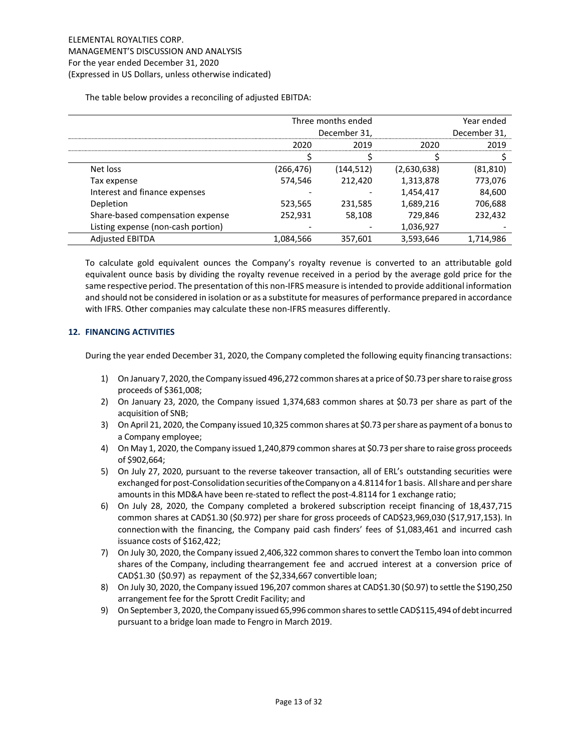The table below provides a reconciling of adjusted EBITDA:

| | Three months ended December 31, | | Year ended December 31, | |
|---|---|---|---|---|
| | 2020 | 2019 | 2020 | 2019 |
| | $ | $ | $ | $ |
| Net loss | (266,476) | (144,512) | (2,630,638) | (81,810) |
| Tax expense | 574,546 | 212,420 | 1,313,878 | 773,076 |
| Interest and finance expenses | - | - | 1,454,417 | 84,600 |
| Depletion | 523,565 | 231,585 | 1,689,216 | 706,688 |
| Share-based compensation expense | 252,931 | 58,108 | 729,846 | 232,432 |
| Listing expense (non-cash portion) | - | - | 1,036,927 | - |
| Adjusted EBITDA | 1,084,566 | 357,601 | 3,593,646 | 1,714,986 |

To calculate gold equivalent ounces the Company's royalty revenue is converted to an attributable gold equivalent ounce basis by dividing the royalty revenue received in a period by the average gold price for the same respective period. The presentation of this non-IFRS measure is intended to provide additional information and should not be considered in isolation or as a substitute for measures of performance prepared in accordance with IFRS. Other companies may calculate these non-IFRS measures differently.

## 12. FINANCING ACTIVITIES

During the year ended December 31, 2020, the Company completed the following equity financing transactions:

1) On January 7, 2020, the Company issued 496,272 common shares at a price of $0.73 per share to raise gross proceeds of $361,008;
2) On January 23, 2020, the Company issued 1,374,683 common shares at $0.73 per share as part of the acquisition of SNB;
3) On April 21, 2020, the Company issued 10,325 common shares at $0.73 per share as payment of a bonus to a Company employee;
4) On May 1, 2020, the Company issued 1,240,879 common shares at $0.73 per share to raise gross proceeds of $902,664;
5) On July 27, 2020, pursuant to the reverse takeover transaction, all of ERL's outstanding securities were exchanged for post-Consolidation securities of the Company on a 4.8114 for 1 basis. All share and per share amounts in this MD&A have been re-stated to reflect the post-4.8114 for 1 exchange ratio;
6) On July 28, 2020, the Company completed a brokered subscription receipt financing of 18,437,715 common shares at CAD$1.30 ($0.972) per share for gross proceeds of CAD$23,969,030 ($17,917,153). In connection with the financing, the Company paid cash finders' fees of $1,083,461 and incurred cash issuance costs of $162,422;
7) On July 30, 2020, the Company issued 2,406,322 common shares to convert the Tembo loan into common shares of the Company, including thearrangement fee and accrued interest at a conversion price of CAD$1.30 ($0.97) as repayment of the $2,334,667 convertible loan;
8) On July 30, 2020, the Company issued 196,207 common shares at CAD$1.30 ($0.97) to settle the $190,250 arrangement fee for the Sprott Credit Facility; and
9) On September 3, 2020, the Company issued 65,996 common shares to settle CAD$115,494 of debt incurred pursuant to a bridge loan made to Fengro in March 2019.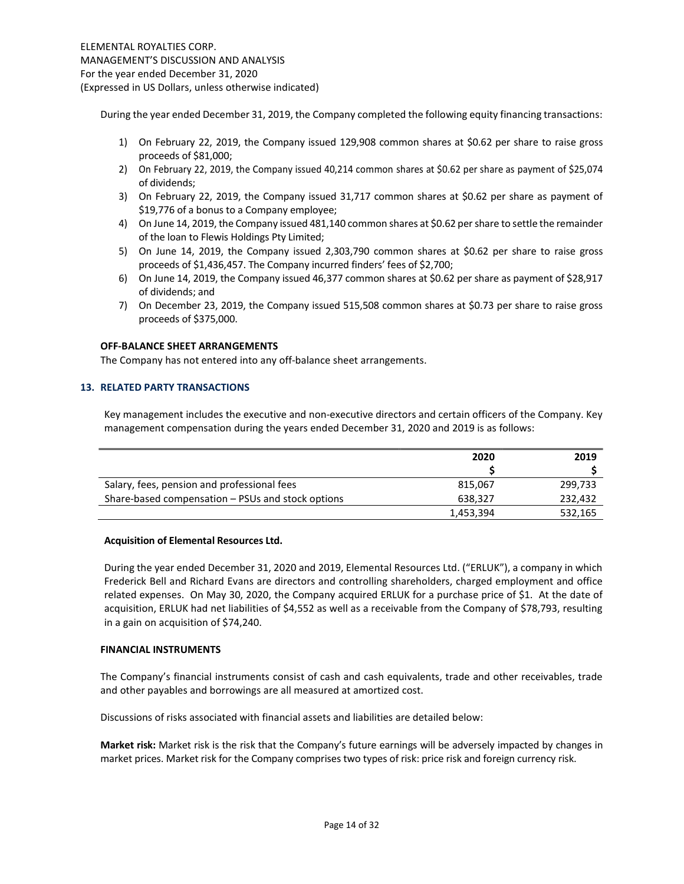During the year ended December 31, 2019, the Company completed the following equity financing transactions:

1) On February 22, 2019, the Company issued 129,908 common shares at $0.62 per share to raise gross proceeds of $81,000;
2) On February 22, 2019, the Company issued 40,214 common shares at $0.62 per share as payment of $25,074 of dividends;
3) On February 22, 2019, the Company issued 31,717 common shares at $0.62 per share as payment of $19,776 of a bonus to a Company employee;
4) On June 14, 2019, the Company issued 481,140 common shares at $0.62 per share to settle the remainder of the loan to Flewis Holdings Pty Limited;
5) On June 14, 2019, the Company issued 2,303,790 common shares at $0.62 per share to raise gross proceeds of $1,436,457. The Company incurred finders' fees of $2,700;
6) On June 14, 2019, the Company issued 46,377 common shares at $0.62 per share as payment of $28,917 of dividends; and
7) On December 23, 2019, the Company issued 515,508 common shares at $0.73 per share to raise gross proceeds of $375,000.

**OFF-BALANCE SHEET ARRANGEMENTS**

The Company has not entered into any off-balance sheet arrangements.

## 13. RELATED PARTY TRANSACTIONS

Key management includes the executive and non-executive directors and certain officers of the Company. Key management compensation during the years ended December 31, 2020 and 2019 is as follows:

| | 2020 | 2019 |
|---|---|---|
| | $ | $ |
| Salary, fees, pension and professional fees | 815,067 | 299,733 |
| Share-based compensation – PSUs and stock options | 638,327 | 232,432 |
| | 1,453,394 | 532,165 |

**Acquisition of Elemental Resources Ltd.**

During the year ended December 31, 2020 and 2019, Elemental Resources Ltd. ("ERLUK"), a company in which Frederick Bell and Richard Evans are directors and controlling shareholders, charged employment and office related expenses. On May 30, 2020, the Company acquired ERLUK for a purchase price of $1. At the date of acquisition, ERLUK had net liabilities of $4,552 as well as a receivable from the Company of $78,793, resulting in a gain on acquisition of $74,240.

**FINANCIAL INSTRUMENTS**

The Company's financial instruments consist of cash and cash equivalents, trade and other receivables, trade and other payables and borrowings are all measured at amortized cost.

Discussions of risks associated with financial assets and liabilities are detailed below:

**Market risk:** Market risk is the risk that the Company's future earnings will be adversely impacted by changes in market prices. Market risk for the Company comprises two types of risk: price risk and foreign currency risk.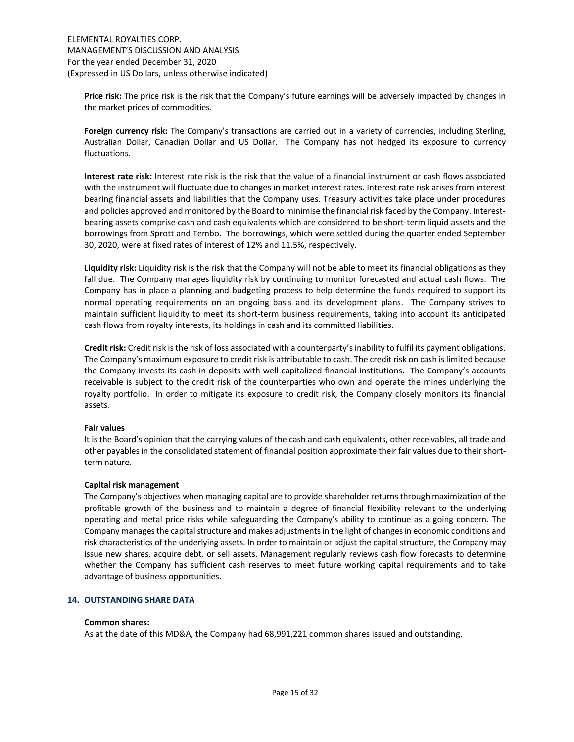**Price risk:** The price risk is the risk that the Company's future earnings will be adversely impacted by changes in the market prices of commodities.

**Foreign currency risk:** The Company's transactions are carried out in a variety of currencies, including Sterling, Australian Dollar, Canadian Dollar and US Dollar. The Company has not hedged its exposure to currency fluctuations.

**Interest rate risk:** Interest rate risk is the risk that the value of a financial instrument or cash flows associated with the instrument will fluctuate due to changes in market interest rates. Interest rate risk arises from interest bearing financial assets and liabilities that the Company uses. Treasury activities take place under procedures and policies approved and monitored by the Board to minimise the financial risk faced by the Company. Interest-bearing assets comprise cash and cash equivalents which are considered to be short-term liquid assets and the borrowings from Sprott and Tembo. The borrowings, which were settled during the quarter ended September 30, 2020, were at fixed rates of interest of 12% and 11.5%, respectively.

**Liquidity risk:** Liquidity risk is the risk that the Company will not be able to meet its financial obligations as they fall due. The Company manages liquidity risk by continuing to monitor forecasted and actual cash flows. The Company has in place a planning and budgeting process to help determine the funds required to support its normal operating requirements on an ongoing basis and its development plans. The Company strives to maintain sufficient liquidity to meet its short-term business requirements, taking into account its anticipated cash flows from royalty interests, its holdings in cash and its committed liabilities.

**Credit risk:** Credit risk is the risk of loss associated with a counterparty's inability to fulfil its payment obligations. The Company's maximum exposure to credit risk is attributable to cash. The credit risk on cash is limited because the Company invests its cash in deposits with well capitalized financial institutions. The Company's accounts receivable is subject to the credit risk of the counterparties who own and operate the mines underlying the royalty portfolio. In order to mitigate its exposure to credit risk, the Company closely monitors its financial assets.

**Fair values**

It is the Board's opinion that the carrying values of the cash and cash equivalents, other receivables, all trade and other payables in the consolidated statement of financial position approximate their fair values due to their short-term nature.

**Capital risk management**

The Company's objectives when managing capital are to provide shareholder returns through maximization of the profitable growth of the business and to maintain a degree of financial flexibility relevant to the underlying operating and metal price risks while safeguarding the Company's ability to continue as a going concern. The Company manages the capital structure and makes adjustments in the light of changes in economic conditions and risk characteristics of the underlying assets. In order to maintain or adjust the capital structure, the Company may issue new shares, acquire debt, or sell assets. Management regularly reviews cash flow forecasts to determine whether the Company has sufficient cash reserves to meet future working capital requirements and to take advantage of business opportunities.

## 14. OUTSTANDING SHARE DATA

**Common shares:**

As at the date of this MD&A, the Company had 68,991,221 common shares issued and outstanding.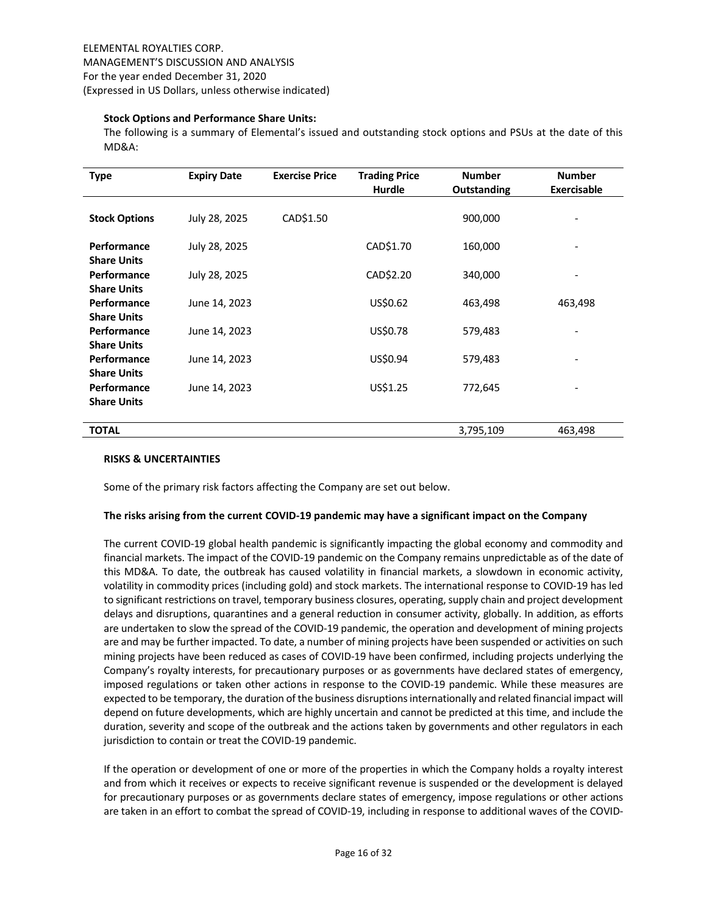**Stock Options and Performance Share Units:**

The following is a summary of Elemental's issued and outstanding stock options and PSUs at the date of this MD&A:

| Type | Expiry Date | Exercise Price | Trading Price Hurdle | Number Outstanding | Number Exercisable |
|---|---|---|---|---|---|
| **Stock Options** | July 28, 2025 | CAD$1.50 | | 900,000 | - |
| **Performance Share Units** | July 28, 2025 | | CAD$1.70 | 160,000 | - |
| **Performance Share Units** | July 28, 2025 | | CAD$2.20 | 340,000 | - |
| **Performance Share Units** | June 14, 2023 | | US$0.62 | 463,498 | 463,498 |
| **Performance Share Units** | June 14, 2023 | | US$0.78 | 579,483 | - |
| **Performance Share Units** | June 14, 2023 | | US$0.94 | 579,483 | - |
| **Performance Share Units** | June 14, 2023 | | US$1.25 | 772,645 | - |
| **TOTAL** | | | | 3,795,109 | 463,498 |

**RISKS & UNCERTAINTIES**

Some of the primary risk factors affecting the Company are set out below.

**The risks arising from the current COVID-19 pandemic may have a significant impact on the Company**

The current COVID-19 global health pandemic is significantly impacting the global economy and commodity and financial markets. The impact of the COVID-19 pandemic on the Company remains unpredictable as of the date of this MD&A. To date, the outbreak has caused volatility in financial markets, a slowdown in economic activity, volatility in commodity prices (including gold) and stock markets. The international response to COVID-19 has led to significant restrictions on travel, temporary business closures, operating, supply chain and project development delays and disruptions, quarantines and a general reduction in consumer activity, globally. In addition, as efforts are undertaken to slow the spread of the COVID-19 pandemic, the operation and development of mining projects are and may be further impacted. To date, a number of mining projects have been suspended or activities on such mining projects have been reduced as cases of COVID-19 have been confirmed, including projects underlying the Company's royalty interests, for precautionary purposes or as governments have declared states of emergency, imposed regulations or taken other actions in response to the COVID-19 pandemic. While these measures are expected to be temporary, the duration of the business disruptions internationally and related financial impact will depend on future developments, which are highly uncertain and cannot be predicted at this time, and include the duration, severity and scope of the outbreak and the actions taken by governments and other regulators in each jurisdiction to contain or treat the COVID-19 pandemic.

If the operation or development of one or more of the properties in which the Company holds a royalty interest and from which it receives or expects to receive significant revenue is suspended or the development is delayed for precautionary purposes or as governments declare states of emergency, impose regulations or other actions are taken in an effort to combat the spread of COVID-19, including in response to additional waves of the COVID-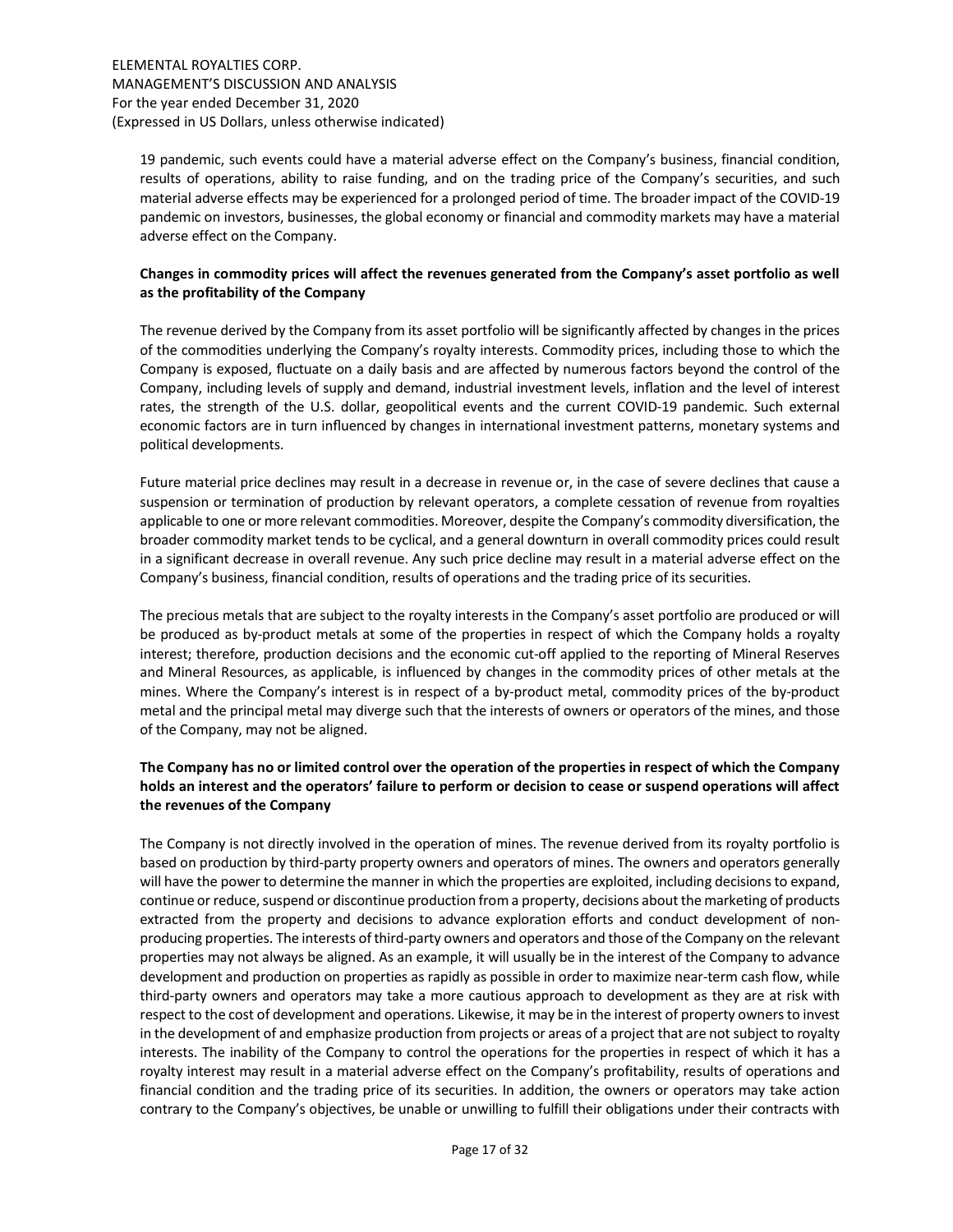19 pandemic, such events could have a material adverse effect on the Company's business, financial condition, results of operations, ability to raise funding, and on the trading price of the Company's securities, and such material adverse effects may be experienced for a prolonged period of time. The broader impact of the COVID-19 pandemic on investors, businesses, the global economy or financial and commodity markets may have a material adverse effect on the Company.

**Changes in commodity prices will affect the revenues generated from the Company's asset portfolio as well as the profitability of the Company**

The revenue derived by the Company from its asset portfolio will be significantly affected by changes in the prices of the commodities underlying the Company's royalty interests. Commodity prices, including those to which the Company is exposed, fluctuate on a daily basis and are affected by numerous factors beyond the control of the Company, including levels of supply and demand, industrial investment levels, inflation and the level of interest rates, the strength of the U.S. dollar, geopolitical events and the current COVID-19 pandemic. Such external economic factors are in turn influenced by changes in international investment patterns, monetary systems and political developments.

Future material price declines may result in a decrease in revenue or, in the case of severe declines that cause a suspension or termination of production by relevant operators, a complete cessation of revenue from royalties applicable to one or more relevant commodities. Moreover, despite the Company's commodity diversification, the broader commodity market tends to be cyclical, and a general downturn in overall commodity prices could result in a significant decrease in overall revenue. Any such price decline may result in a material adverse effect on the Company's business, financial condition, results of operations and the trading price of its securities.

The precious metals that are subject to the royalty interests in the Company's asset portfolio are produced or will be produced as by-product metals at some of the properties in respect of which the Company holds a royalty interest; therefore, production decisions and the economic cut-off applied to the reporting of Mineral Reserves and Mineral Resources, as applicable, is influenced by changes in the commodity prices of other metals at the mines. Where the Company's interest is in respect of a by-product metal, commodity prices of the by-product metal and the principal metal may diverge such that the interests of owners or operators of the mines, and those of the Company, may not be aligned.

**The Company has no or limited control over the operation of the properties in respect of which the Company holds an interest and the operators' failure to perform or decision to cease or suspend operations will affect the revenues of the Company**

The Company is not directly involved in the operation of mines. The revenue derived from its royalty portfolio is based on production by third-party property owners and operators of mines. The owners and operators generally will have the power to determine the manner in which the properties are exploited, including decisions to expand, continue or reduce, suspend or discontinue production from a property, decisions about the marketing of products extracted from the property and decisions to advance exploration efforts and conduct development of non-producing properties. The interests of third-party owners and operators and those of the Company on the relevant properties may not always be aligned. As an example, it will usually be in the interest of the Company to advance development and production on properties as rapidly as possible in order to maximize near-term cash flow, while third-party owners and operators may take a more cautious approach to development as they are at risk with respect to the cost of development and operations. Likewise, it may be in the interest of property owners to invest in the development of and emphasize production from projects or areas of a project that are not subject to royalty interests. The inability of the Company to control the operations for the properties in respect of which it has a royalty interest may result in a material adverse effect on the Company's profitability, results of operations and financial condition and the trading price of its securities. In addition, the owners or operators may take action contrary to the Company's objectives, be unable or unwilling to fulfill their obligations under their contracts with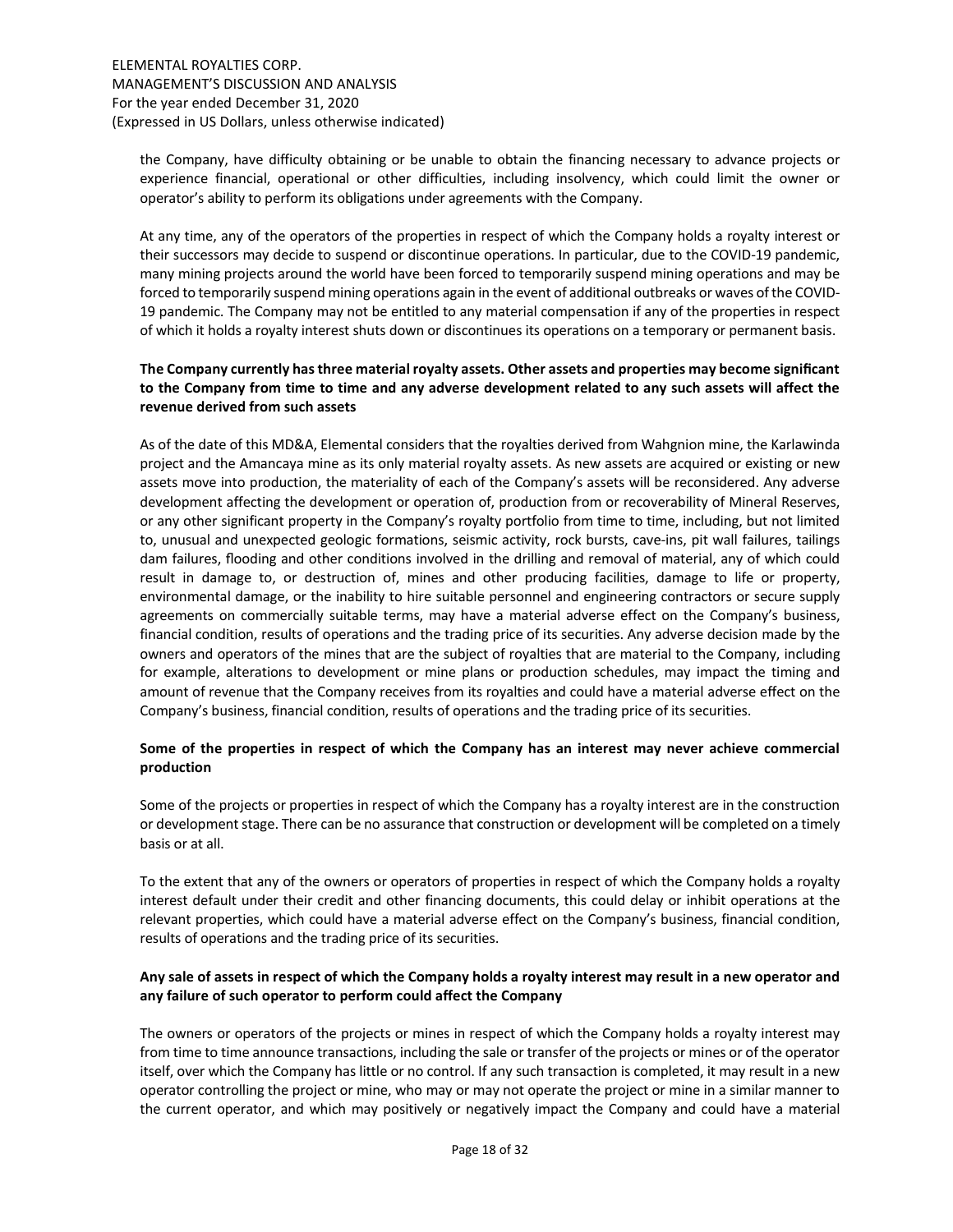the Company, have difficulty obtaining or be unable to obtain the financing necessary to advance projects or experience financial, operational or other difficulties, including insolvency, which could limit the owner or operator's ability to perform its obligations under agreements with the Company.

At any time, any of the operators of the properties in respect of which the Company holds a royalty interest or their successors may decide to suspend or discontinue operations. In particular, due to the COVID-19 pandemic, many mining projects around the world have been forced to temporarily suspend mining operations and may be forced to temporarily suspend mining operations again in the event of additional outbreaks or waves of the COVID-19 pandemic. The Company may not be entitled to any material compensation if any of the properties in respect of which it holds a royalty interest shuts down or discontinues its operations on a temporary or permanent basis.

**The Company currently has three material royalty assets. Other assets and properties may become significant to the Company from time to time and any adverse development related to any such assets will affect the revenue derived from such assets**

As of the date of this MD&A, Elemental considers that the royalties derived from Wahgnion mine, the Karlawinda project and the Amancaya mine as its only material royalty assets. As new assets are acquired or existing or new assets move into production, the materiality of each of the Company's assets will be reconsidered. Any adverse development affecting the development or operation of, production from or recoverability of Mineral Reserves, or any other significant property in the Company's royalty portfolio from time to time, including, but not limited to, unusual and unexpected geologic formations, seismic activity, rock bursts, cave-ins, pit wall failures, tailings dam failures, flooding and other conditions involved in the drilling and removal of material, any of which could result in damage to, or destruction of, mines and other producing facilities, damage to life or property, environmental damage, or the inability to hire suitable personnel and engineering contractors or secure supply agreements on commercially suitable terms, may have a material adverse effect on the Company's business, financial condition, results of operations and the trading price of its securities. Any adverse decision made by the owners and operators of the mines that are the subject of royalties that are material to the Company, including for example, alterations to development or mine plans or production schedules, may impact the timing and amount of revenue that the Company receives from its royalties and could have a material adverse effect on the Company's business, financial condition, results of operations and the trading price of its securities.

**Some of the properties in respect of which the Company has an interest may never achieve commercial production**

Some of the projects or properties in respect of which the Company has a royalty interest are in the construction or development stage. There can be no assurance that construction or development will be completed on a timely basis or at all.

To the extent that any of the owners or operators of properties in respect of which the Company holds a royalty interest default under their credit and other financing documents, this could delay or inhibit operations at the relevant properties, which could have a material adverse effect on the Company's business, financial condition, results of operations and the trading price of its securities.

**Any sale of assets in respect of which the Company holds a royalty interest may result in a new operator and any failure of such operator to perform could affect the Company**

The owners or operators of the projects or mines in respect of which the Company holds a royalty interest may from time to time announce transactions, including the sale or transfer of the projects or mines or of the operator itself, over which the Company has little or no control. If any such transaction is completed, it may result in a new operator controlling the project or mine, who may or may not operate the project or mine in a similar manner to the current operator, and which may positively or negatively impact the Company and could have a material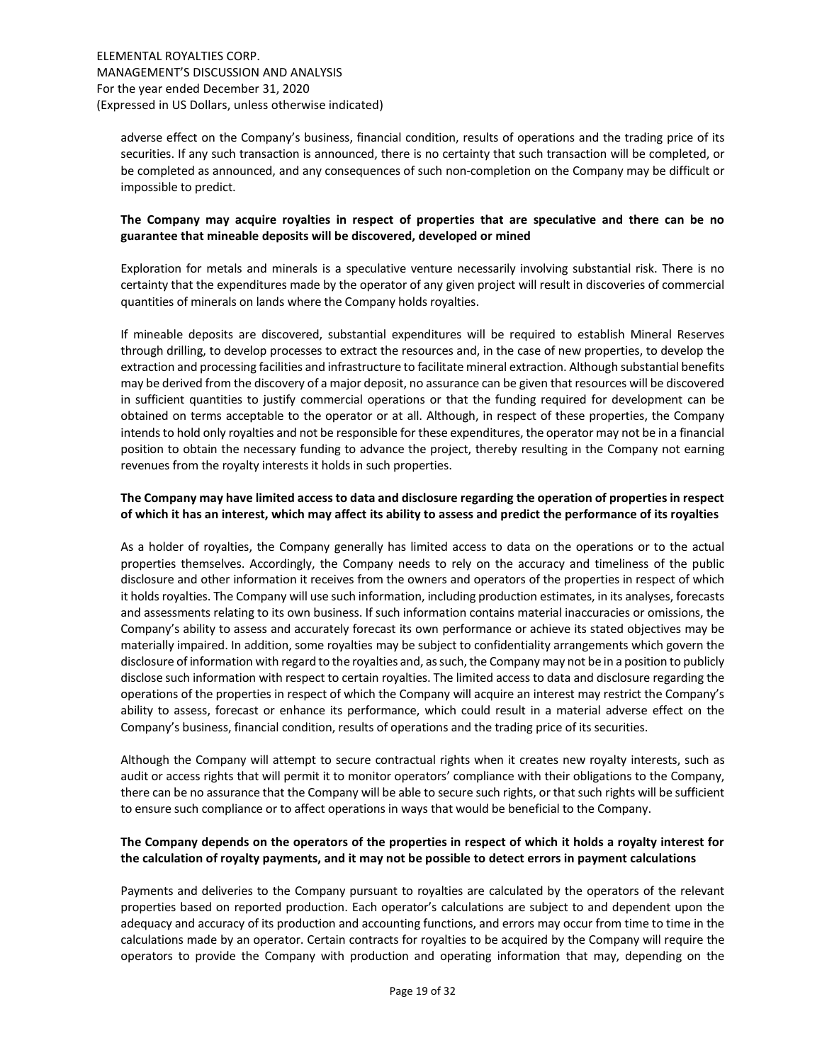adverse effect on the Company's business, financial condition, results of operations and the trading price of its securities. If any such transaction is announced, there is no certainty that such transaction will be completed, or be completed as announced, and any consequences of such non-completion on the Company may be difficult or impossible to predict.

**The Company may acquire royalties in respect of properties that are speculative and there can be no guarantee that mineable deposits will be discovered, developed or mined**

Exploration for metals and minerals is a speculative venture necessarily involving substantial risk. There is no certainty that the expenditures made by the operator of any given project will result in discoveries of commercial quantities of minerals on lands where the Company holds royalties.

If mineable deposits are discovered, substantial expenditures will be required to establish Mineral Reserves through drilling, to develop processes to extract the resources and, in the case of new properties, to develop the extraction and processing facilities and infrastructure to facilitate mineral extraction. Although substantial benefits may be derived from the discovery of a major deposit, no assurance can be given that resources will be discovered in sufficient quantities to justify commercial operations or that the funding required for development can be obtained on terms acceptable to the operator or at all. Although, in respect of these properties, the Company intends to hold only royalties and not be responsible for these expenditures, the operator may not be in a financial position to obtain the necessary funding to advance the project, thereby resulting in the Company not earning revenues from the royalty interests it holds in such properties.

**The Company may have limited access to data and disclosure regarding the operation of properties in respect of which it has an interest, which may affect its ability to assess and predict the performance of its royalties**

As a holder of royalties, the Company generally has limited access to data on the operations or to the actual properties themselves. Accordingly, the Company needs to rely on the accuracy and timeliness of the public disclosure and other information it receives from the owners and operators of the properties in respect of which it holds royalties. The Company will use such information, including production estimates, in its analyses, forecasts and assessments relating to its own business. If such information contains material inaccuracies or omissions, the Company's ability to assess and accurately forecast its own performance or achieve its stated objectives may be materially impaired. In addition, some royalties may be subject to confidentiality arrangements which govern the disclosure of information with regard to the royalties and, as such, the Company may not be in a position to publicly disclose such information with respect to certain royalties. The limited access to data and disclosure regarding the operations of the properties in respect of which the Company will acquire an interest may restrict the Company's ability to assess, forecast or enhance its performance, which could result in a material adverse effect on the Company's business, financial condition, results of operations and the trading price of its securities.

Although the Company will attempt to secure contractual rights when it creates new royalty interests, such as audit or access rights that will permit it to monitor operators' compliance with their obligations to the Company, there can be no assurance that the Company will be able to secure such rights, or that such rights will be sufficient to ensure such compliance or to affect operations in ways that would be beneficial to the Company.

**The Company depends on the operators of the properties in respect of which it holds a royalty interest for the calculation of royalty payments, and it may not be possible to detect errors in payment calculations**

Payments and deliveries to the Company pursuant to royalties are calculated by the operators of the relevant properties based on reported production. Each operator's calculations are subject to and dependent upon the adequacy and accuracy of its production and accounting functions, and errors may occur from time to time in the calculations made by an operator. Certain contracts for royalties to be acquired by the Company will require the operators to provide the Company with production and operating information that may, depending on the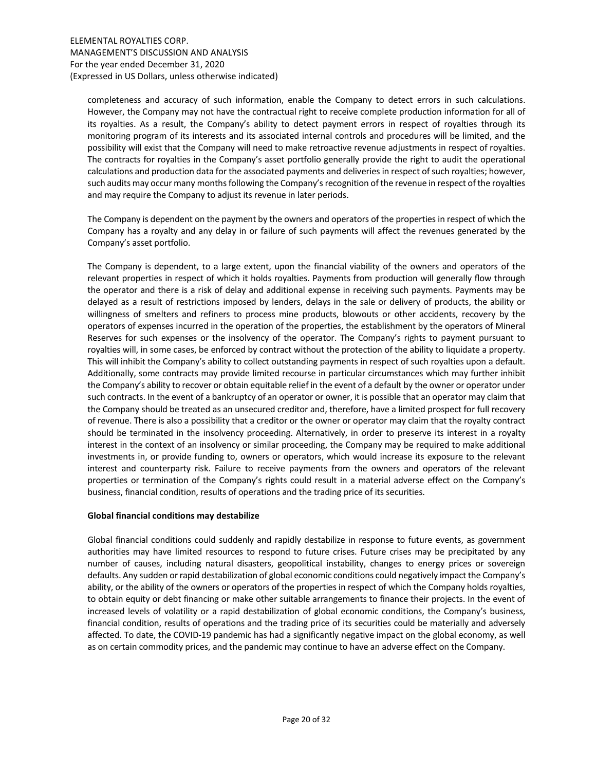completeness and accuracy of such information, enable the Company to detect errors in such calculations. However, the Company may not have the contractual right to receive complete production information for all of its royalties. As a result, the Company's ability to detect payment errors in respect of royalties through its monitoring program of its interests and its associated internal controls and procedures will be limited, and the possibility will exist that the Company will need to make retroactive revenue adjustments in respect of royalties. The contracts for royalties in the Company's asset portfolio generally provide the right to audit the operational calculations and production data for the associated payments and deliveries in respect of such royalties; however, such audits may occur many months following the Company's recognition of the revenue in respect of the royalties and may require the Company to adjust its revenue in later periods.

The Company is dependent on the payment by the owners and operators of the properties in respect of which the Company has a royalty and any delay in or failure of such payments will affect the revenues generated by the Company's asset portfolio.

The Company is dependent, to a large extent, upon the financial viability of the owners and operators of the relevant properties in respect of which it holds royalties. Payments from production will generally flow through the operator and there is a risk of delay and additional expense in receiving such payments. Payments may be delayed as a result of restrictions imposed by lenders, delays in the sale or delivery of products, the ability or willingness of smelters and refiners to process mine products, blowouts or other accidents, recovery by the operators of expenses incurred in the operation of the properties, the establishment by the operators of Mineral Reserves for such expenses or the insolvency of the operator. The Company's rights to payment pursuant to royalties will, in some cases, be enforced by contract without the protection of the ability to liquidate a property. This will inhibit the Company's ability to collect outstanding payments in respect of such royalties upon a default. Additionally, some contracts may provide limited recourse in particular circumstances which may further inhibit the Company's ability to recover or obtain equitable relief in the event of a default by the owner or operator under such contracts. In the event of a bankruptcy of an operator or owner, it is possible that an operator may claim that the Company should be treated as an unsecured creditor and, therefore, have a limited prospect for full recovery of revenue. There is also a possibility that a creditor or the owner or operator may claim that the royalty contract should be terminated in the insolvency proceeding. Alternatively, in order to preserve its interest in a royalty interest in the context of an insolvency or similar proceeding, the Company may be required to make additional investments in, or provide funding to, owners or operators, which would increase its exposure to the relevant interest and counterparty risk. Failure to receive payments from the owners and operators of the relevant properties or termination of the Company's rights could result in a material adverse effect on the Company's business, financial condition, results of operations and the trading price of its securities.

**Global financial conditions may destabilize**

Global financial conditions could suddenly and rapidly destabilize in response to future events, as government authorities may have limited resources to respond to future crises. Future crises may be precipitated by any number of causes, including natural disasters, geopolitical instability, changes to energy prices or sovereign defaults. Any sudden or rapid destabilization of global economic conditions could negatively impact the Company's ability, or the ability of the owners or operators of the properties in respect of which the Company holds royalties, to obtain equity or debt financing or make other suitable arrangements to finance their projects. In the event of increased levels of volatility or a rapid destabilization of global economic conditions, the Company's business, financial condition, results of operations and the trading price of its securities could be materially and adversely affected. To date, the COVID-19 pandemic has had a significantly negative impact on the global economy, as well as on certain commodity prices, and the pandemic may continue to have an adverse effect on the Company.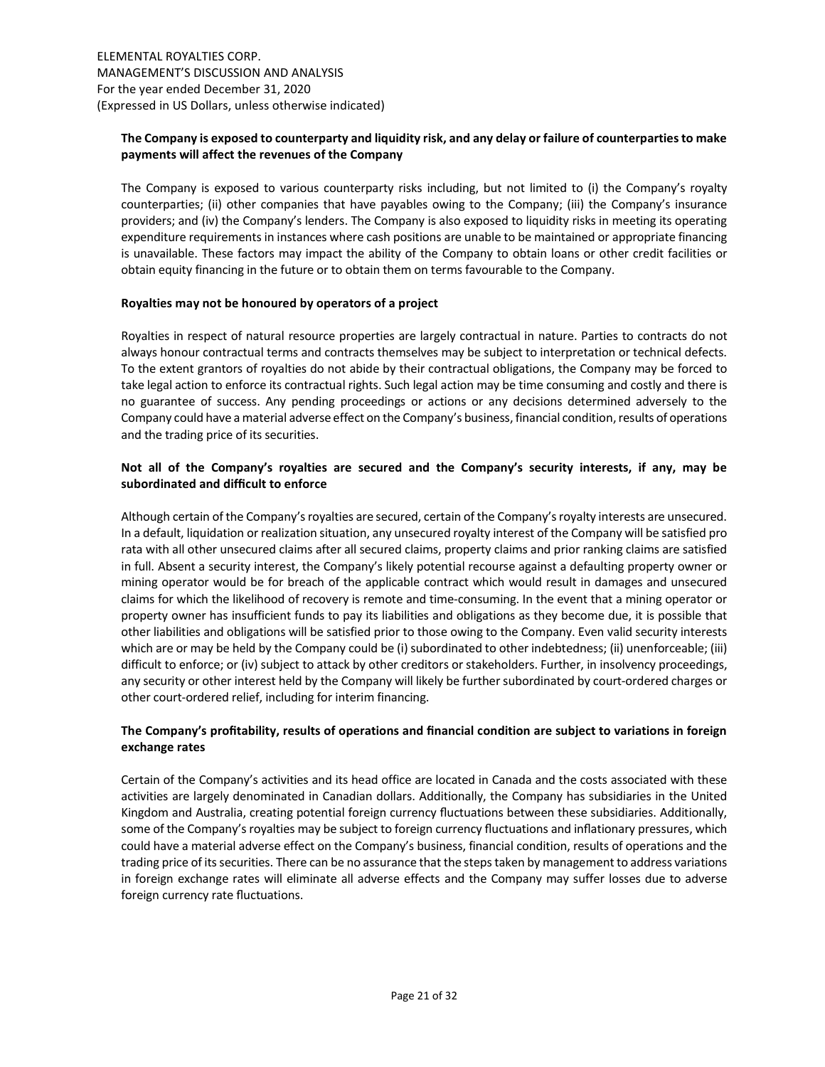**The Company is exposed to counterparty and liquidity risk, and any delay or failure of counterparties to make payments will affect the revenues of the Company**

The Company is exposed to various counterparty risks including, but not limited to (i) the Company's royalty counterparties; (ii) other companies that have payables owing to the Company; (iii) the Company's insurance providers; and (iv) the Company's lenders. The Company is also exposed to liquidity risks in meeting its operating expenditure requirements in instances where cash positions are unable to be maintained or appropriate financing is unavailable. These factors may impact the ability of the Company to obtain loans or other credit facilities or obtain equity financing in the future or to obtain them on terms favourable to the Company.

**Royalties may not be honoured by operators of a project**

Royalties in respect of natural resource properties are largely contractual in nature. Parties to contracts do not always honour contractual terms and contracts themselves may be subject to interpretation or technical defects. To the extent grantors of royalties do not abide by their contractual obligations, the Company may be forced to take legal action to enforce its contractual rights. Such legal action may be time consuming and costly and there is no guarantee of success. Any pending proceedings or actions or any decisions determined adversely to the Company could have a material adverse effect on the Company's business, financial condition, results of operations and the trading price of its securities.

**Not all of the Company's royalties are secured and the Company's security interests, if any, may be subordinated and difficult to enforce**

Although certain of the Company's royalties are secured, certain of the Company's royalty interests are unsecured. In a default, liquidation or realization situation, any unsecured royalty interest of the Company will be satisfied pro rata with all other unsecured claims after all secured claims, property claims and prior ranking claims are satisfied in full. Absent a security interest, the Company's likely potential recourse against a defaulting property owner or mining operator would be for breach of the applicable contract which would result in damages and unsecured claims for which the likelihood of recovery is remote and time-consuming. In the event that a mining operator or property owner has insufficient funds to pay its liabilities and obligations as they become due, it is possible that other liabilities and obligations will be satisfied prior to those owing to the Company. Even valid security interests which are or may be held by the Company could be (i) subordinated to other indebtedness; (ii) unenforceable; (iii) difficult to enforce; or (iv) subject to attack by other creditors or stakeholders. Further, in insolvency proceedings, any security or other interest held by the Company will likely be further subordinated by court-ordered charges or other court-ordered relief, including for interim financing.

**The Company's profitability, results of operations and financial condition are subject to variations in foreign exchange rates**

Certain of the Company's activities and its head office are located in Canada and the costs associated with these activities are largely denominated in Canadian dollars. Additionally, the Company has subsidiaries in the United Kingdom and Australia, creating potential foreign currency fluctuations between these subsidiaries. Additionally, some of the Company's royalties may be subject to foreign currency fluctuations and inflationary pressures, which could have a material adverse effect on the Company's business, financial condition, results of operations and the trading price of its securities. There can be no assurance that the steps taken by management to address variations in foreign exchange rates will eliminate all adverse effects and the Company may suffer losses due to adverse foreign currency rate fluctuations.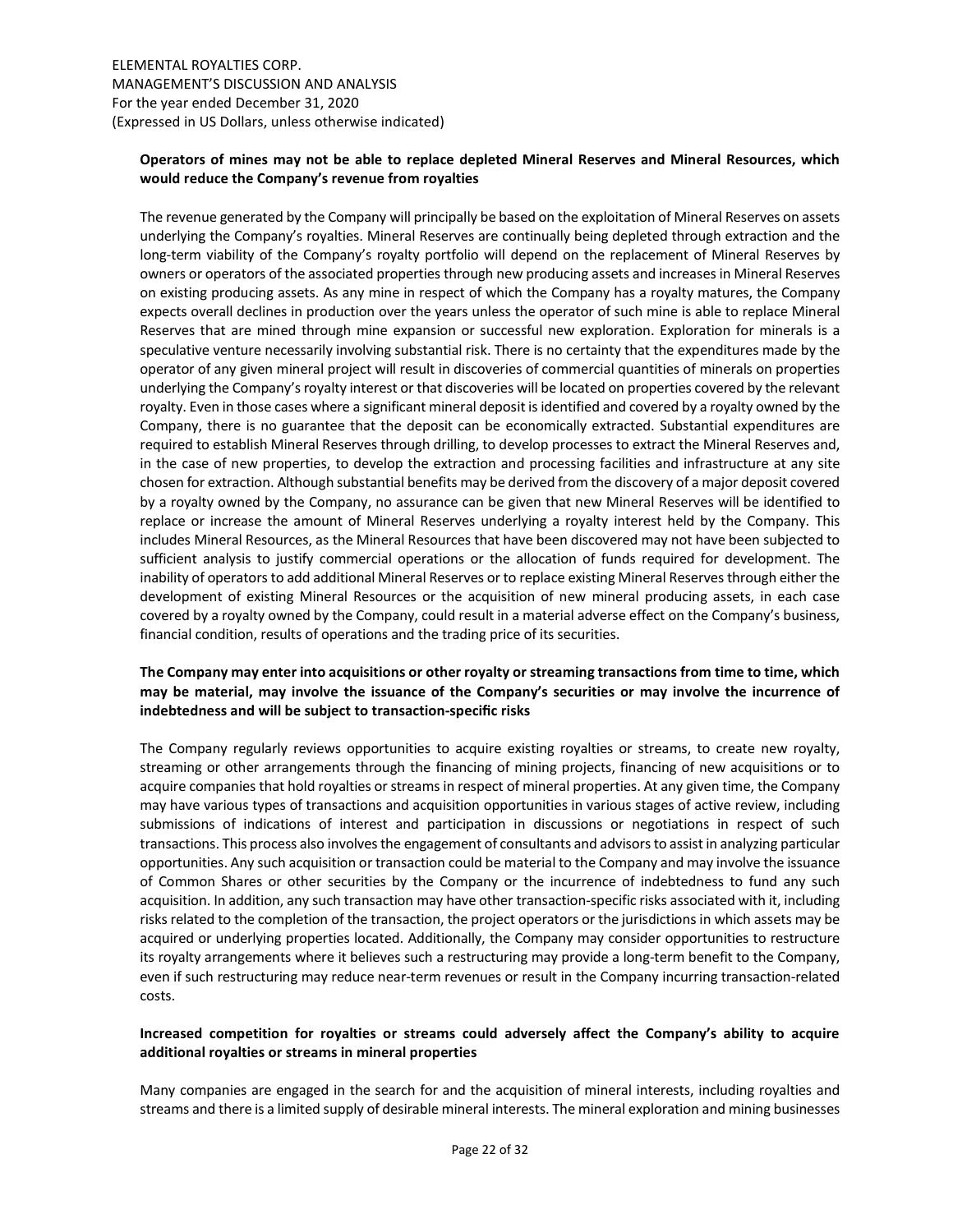**Operators of mines may not be able to replace depleted Mineral Reserves and Mineral Resources, which would reduce the Company's revenue from royalties**

The revenue generated by the Company will principally be based on the exploitation of Mineral Reserves on assets underlying the Company's royalties. Mineral Reserves are continually being depleted through extraction and the long-term viability of the Company's royalty portfolio will depend on the replacement of Mineral Reserves by owners or operators of the associated properties through new producing assets and increases in Mineral Reserves on existing producing assets. As any mine in respect of which the Company has a royalty matures, the Company expects overall declines in production over the years unless the operator of such mine is able to replace Mineral Reserves that are mined through mine expansion or successful new exploration. Exploration for minerals is a speculative venture necessarily involving substantial risk. There is no certainty that the expenditures made by the operator of any given mineral project will result in discoveries of commercial quantities of minerals on properties underlying the Company's royalty interest or that discoveries will be located on properties covered by the relevant royalty. Even in those cases where a significant mineral deposit is identified and covered by a royalty owned by the Company, there is no guarantee that the deposit can be economically extracted. Substantial expenditures are required to establish Mineral Reserves through drilling, to develop processes to extract the Mineral Reserves and, in the case of new properties, to develop the extraction and processing facilities and infrastructure at any site chosen for extraction. Although substantial benefits may be derived from the discovery of a major deposit covered by a royalty owned by the Company, no assurance can be given that new Mineral Reserves will be identified to replace or increase the amount of Mineral Reserves underlying a royalty interest held by the Company. This includes Mineral Resources, as the Mineral Resources that have been discovered may not have been subjected to sufficient analysis to justify commercial operations or the allocation of funds required for development. The inability of operators to add additional Mineral Reserves or to replace existing Mineral Reserves through either the development of existing Mineral Resources or the acquisition of new mineral producing assets, in each case covered by a royalty owned by the Company, could result in a material adverse effect on the Company's business, financial condition, results of operations and the trading price of its securities.

**The Company may enter into acquisitions or other royalty or streaming transactions from time to time, which may be material, may involve the issuance of the Company's securities or may involve the incurrence of indebtedness and will be subject to transaction-specific risks**

The Company regularly reviews opportunities to acquire existing royalties or streams, to create new royalty, streaming or other arrangements through the financing of mining projects, financing of new acquisitions or to acquire companies that hold royalties or streams in respect of mineral properties. At any given time, the Company may have various types of transactions and acquisition opportunities in various stages of active review, including submissions of indications of interest and participation in discussions or negotiations in respect of such transactions. This process also involves the engagement of consultants and advisors to assist in analyzing particular opportunities. Any such acquisition or transaction could be material to the Company and may involve the issuance of Common Shares or other securities by the Company or the incurrence of indebtedness to fund any such acquisition. In addition, any such transaction may have other transaction-specific risks associated with it, including risks related to the completion of the transaction, the project operators or the jurisdictions in which assets may be acquired or underlying properties located. Additionally, the Company may consider opportunities to restructure its royalty arrangements where it believes such a restructuring may provide a long-term benefit to the Company, even if such restructuring may reduce near-term revenues or result in the Company incurring transaction-related costs.

**Increased competition for royalties or streams could adversely affect the Company's ability to acquire additional royalties or streams in mineral properties**

Many companies are engaged in the search for and the acquisition of mineral interests, including royalties and streams and there is a limited supply of desirable mineral interests. The mineral exploration and mining businesses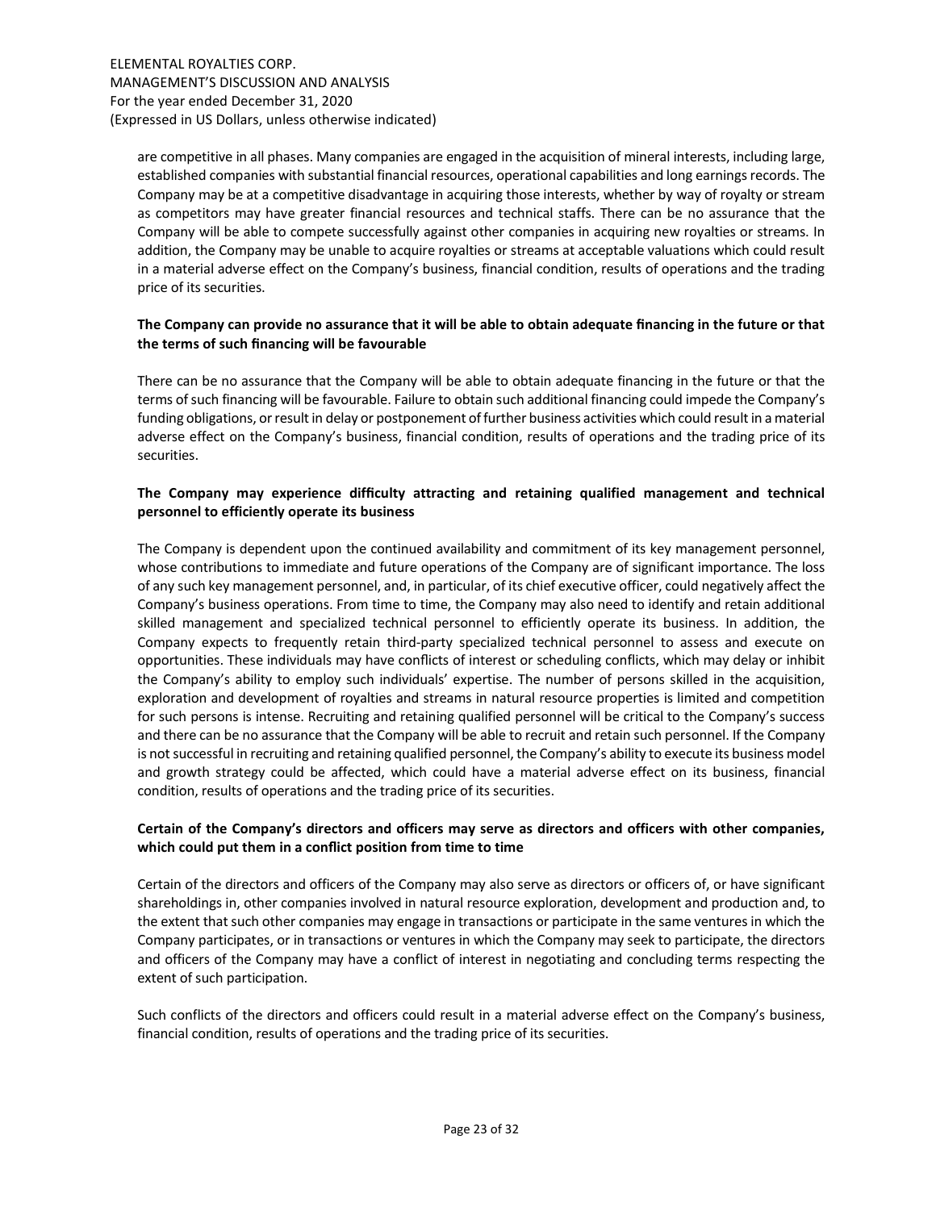are competitive in all phases. Many companies are engaged in the acquisition of mineral interests, including large, established companies with substantial financial resources, operational capabilities and long earnings records. The Company may be at a competitive disadvantage in acquiring those interests, whether by way of royalty or stream as competitors may have greater financial resources and technical staffs. There can be no assurance that the Company will be able to compete successfully against other companies in acquiring new royalties or streams. In addition, the Company may be unable to acquire royalties or streams at acceptable valuations which could result in a material adverse effect on the Company's business, financial condition, results of operations and the trading price of its securities.

**The Company can provide no assurance that it will be able to obtain adequate financing in the future or that the terms of such financing will be favourable**

There can be no assurance that the Company will be able to obtain adequate financing in the future or that the terms of such financing will be favourable. Failure to obtain such additional financing could impede the Company's funding obligations, or result in delay or postponement of further business activities which could result in a material adverse effect on the Company's business, financial condition, results of operations and the trading price of its securities.

**The Company may experience difficulty attracting and retaining qualified management and technical personnel to efficiently operate its business**

The Company is dependent upon the continued availability and commitment of its key management personnel, whose contributions to immediate and future operations of the Company are of significant importance. The loss of any such key management personnel, and, in particular, of its chief executive officer, could negatively affect the Company's business operations. From time to time, the Company may also need to identify and retain additional skilled management and specialized technical personnel to efficiently operate its business. In addition, the Company expects to frequently retain third-party specialized technical personnel to assess and execute on opportunities. These individuals may have conflicts of interest or scheduling conflicts, which may delay or inhibit the Company's ability to employ such individuals' expertise. The number of persons skilled in the acquisition, exploration and development of royalties and streams in natural resource properties is limited and competition for such persons is intense. Recruiting and retaining qualified personnel will be critical to the Company's success and there can be no assurance that the Company will be able to recruit and retain such personnel. If the Company is not successful in recruiting and retaining qualified personnel, the Company's ability to execute its business model and growth strategy could be affected, which could have a material adverse effect on its business, financial condition, results of operations and the trading price of its securities.

**Certain of the Company's directors and officers may serve as directors and officers with other companies, which could put them in a conflict position from time to time**

Certain of the directors and officers of the Company may also serve as directors or officers of, or have significant shareholdings in, other companies involved in natural resource exploration, development and production and, to the extent that such other companies may engage in transactions or participate in the same ventures in which the Company participates, or in transactions or ventures in which the Company may seek to participate, the directors and officers of the Company may have a conflict of interest in negotiating and concluding terms respecting the extent of such participation.

Such conflicts of the directors and officers could result in a material adverse effect on the Company's business, financial condition, results of operations and the trading price of its securities.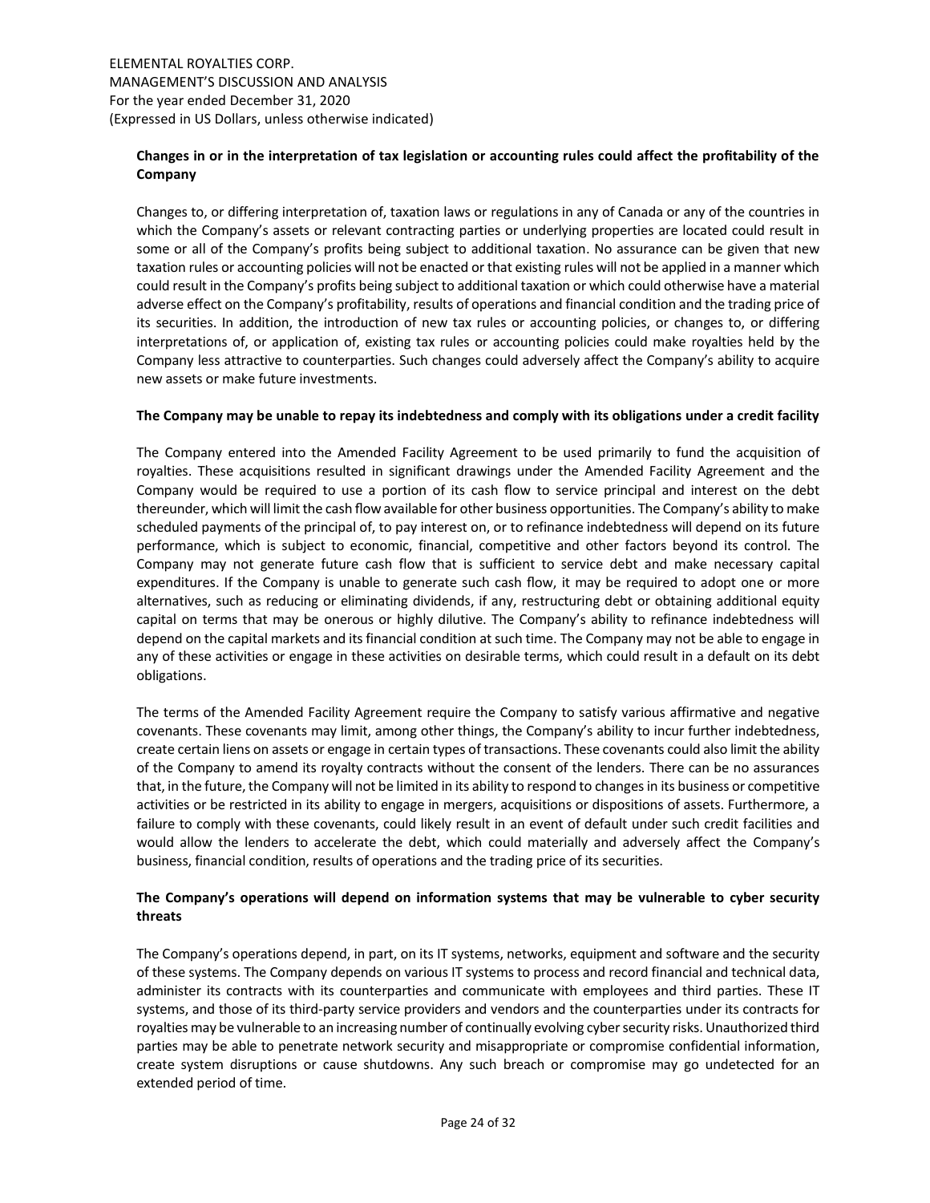**Changes in or in the interpretation of tax legislation or accounting rules could affect the profitability of the Company**

Changes to, or differing interpretation of, taxation laws or regulations in any of Canada or any of the countries in which the Company's assets or relevant contracting parties or underlying properties are located could result in some or all of the Company's profits being subject to additional taxation. No assurance can be given that new taxation rules or accounting policies will not be enacted or that existing rules will not be applied in a manner which could result in the Company's profits being subject to additional taxation or which could otherwise have a material adverse effect on the Company's profitability, results of operations and financial condition and the trading price of its securities. In addition, the introduction of new tax rules or accounting policies, or changes to, or differing interpretations of, or application of, existing tax rules or accounting policies could make royalties held by the Company less attractive to counterparties. Such changes could adversely affect the Company's ability to acquire new assets or make future investments.

**The Company may be unable to repay its indebtedness and comply with its obligations under a credit facility**

The Company entered into the Amended Facility Agreement to be used primarily to fund the acquisition of royalties. These acquisitions resulted in significant drawings under the Amended Facility Agreement and the Company would be required to use a portion of its cash flow to service principal and interest on the debt thereunder, which will limit the cash flow available for other business opportunities. The Company's ability to make scheduled payments of the principal of, to pay interest on, or to refinance indebtedness will depend on its future performance, which is subject to economic, financial, competitive and other factors beyond its control. The Company may not generate future cash flow that is sufficient to service debt and make necessary capital expenditures. If the Company is unable to generate such cash flow, it may be required to adopt one or more alternatives, such as reducing or eliminating dividends, if any, restructuring debt or obtaining additional equity capital on terms that may be onerous or highly dilutive. The Company's ability to refinance indebtedness will depend on the capital markets and its financial condition at such time. The Company may not be able to engage in any of these activities or engage in these activities on desirable terms, which could result in a default on its debt obligations.

The terms of the Amended Facility Agreement require the Company to satisfy various affirmative and negative covenants. These covenants may limit, among other things, the Company's ability to incur further indebtedness, create certain liens on assets or engage in certain types of transactions. These covenants could also limit the ability of the Company to amend its royalty contracts without the consent of the lenders. There can be no assurances that, in the future, the Company will not be limited in its ability to respond to changes in its business or competitive activities or be restricted in its ability to engage in mergers, acquisitions or dispositions of assets. Furthermore, a failure to comply with these covenants, could likely result in an event of default under such credit facilities and would allow the lenders to accelerate the debt, which could materially and adversely affect the Company's business, financial condition, results of operations and the trading price of its securities.

**The Company's operations will depend on information systems that may be vulnerable to cyber security threats**

The Company's operations depend, in part, on its IT systems, networks, equipment and software and the security of these systems. The Company depends on various IT systems to process and record financial and technical data, administer its contracts with its counterparties and communicate with employees and third parties. These IT systems, and those of its third-party service providers and vendors and the counterparties under its contracts for royalties may be vulnerable to an increasing number of continually evolving cyber security risks. Unauthorized third parties may be able to penetrate network security and misappropriate or compromise confidential information, create system disruptions or cause shutdowns. Any such breach or compromise may go undetected for an extended period of time.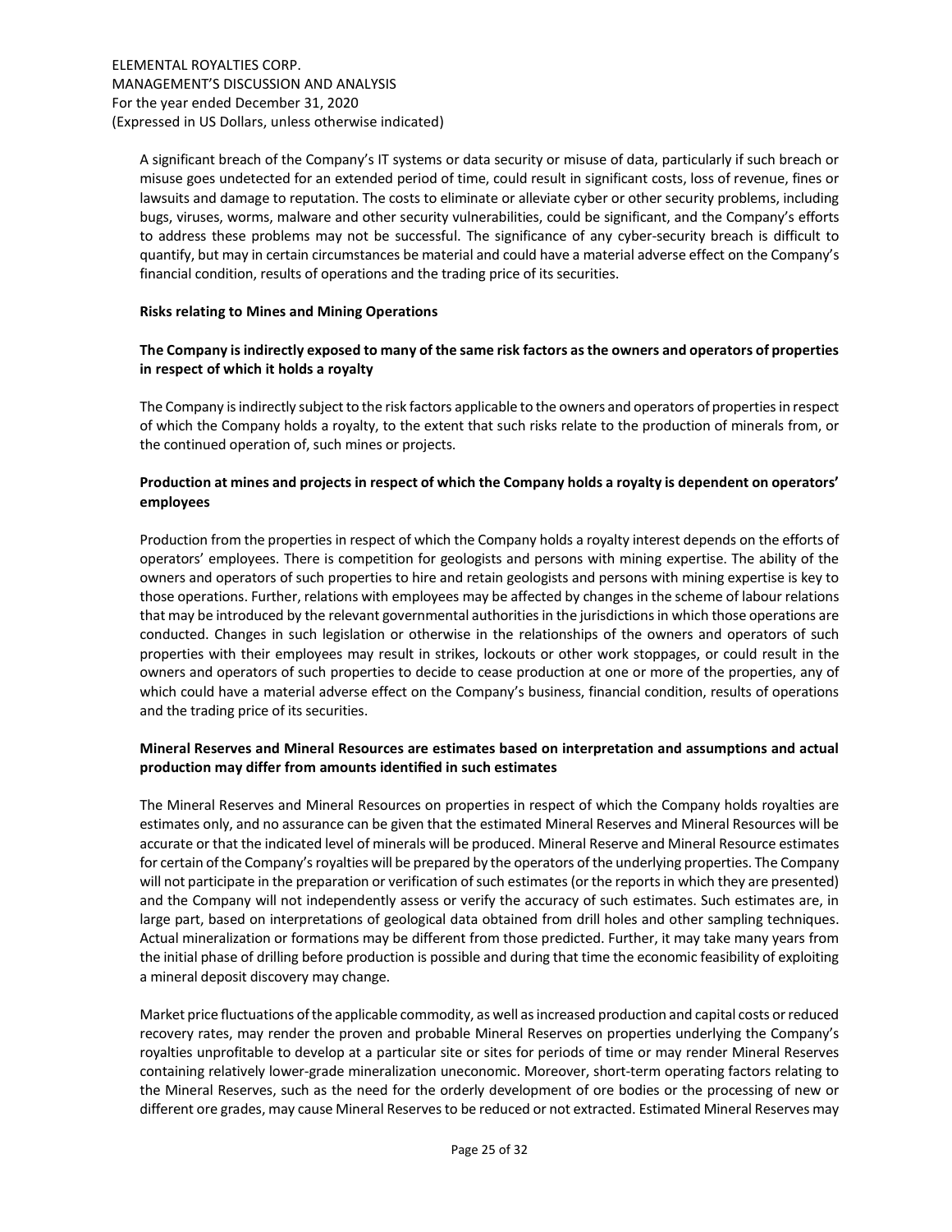A significant breach of the Company's IT systems or data security or misuse of data, particularly if such breach or misuse goes undetected for an extended period of time, could result in significant costs, loss of revenue, fines or lawsuits and damage to reputation. The costs to eliminate or alleviate cyber or other security problems, including bugs, viruses, worms, malware and other security vulnerabilities, could be significant, and the Company's efforts to address these problems may not be successful. The significance of any cyber-security breach is difficult to quantify, but may in certain circumstances be material and could have a material adverse effect on the Company's financial condition, results of operations and the trading price of its securities.

**Risks relating to Mines and Mining Operations**

**The Company is indirectly exposed to many of the same risk factors as the owners and operators of properties in respect of which it holds a royalty**

The Company is indirectly subject to the risk factors applicable to the owners and operators of properties in respect of which the Company holds a royalty, to the extent that such risks relate to the production of minerals from, or the continued operation of, such mines or projects.

**Production at mines and projects in respect of which the Company holds a royalty is dependent on operators' employees**

Production from the properties in respect of which the Company holds a royalty interest depends on the efforts of operators' employees. There is competition for geologists and persons with mining expertise. The ability of the owners and operators of such properties to hire and retain geologists and persons with mining expertise is key to those operations. Further, relations with employees may be affected by changes in the scheme of labour relations that may be introduced by the relevant governmental authorities in the jurisdictions in which those operations are conducted. Changes in such legislation or otherwise in the relationships of the owners and operators of such properties with their employees may result in strikes, lockouts or other work stoppages, or could result in the owners and operators of such properties to decide to cease production at one or more of the properties, any of which could have a material adverse effect on the Company's business, financial condition, results of operations and the trading price of its securities.

**Mineral Reserves and Mineral Resources are estimates based on interpretation and assumptions and actual production may differ from amounts identified in such estimates**

The Mineral Reserves and Mineral Resources on properties in respect of which the Company holds royalties are estimates only, and no assurance can be given that the estimated Mineral Reserves and Mineral Resources will be accurate or that the indicated level of minerals will be produced. Mineral Reserve and Mineral Resource estimates for certain of the Company's royalties will be prepared by the operators of the underlying properties. The Company will not participate in the preparation or verification of such estimates (or the reports in which they are presented) and the Company will not independently assess or verify the accuracy of such estimates. Such estimates are, in large part, based on interpretations of geological data obtained from drill holes and other sampling techniques. Actual mineralization or formations may be different from those predicted. Further, it may take many years from the initial phase of drilling before production is possible and during that time the economic feasibility of exploiting a mineral deposit discovery may change.

Market price fluctuations of the applicable commodity, as well as increased production and capital costs or reduced recovery rates, may render the proven and probable Mineral Reserves on properties underlying the Company's royalties unprofitable to develop at a particular site or sites for periods of time or may render Mineral Reserves containing relatively lower-grade mineralization uneconomic. Moreover, short-term operating factors relating to the Mineral Reserves, such as the need for the orderly development of ore bodies or the processing of new or different ore grades, may cause Mineral Reserves to be reduced or not extracted. Estimated Mineral Reserves may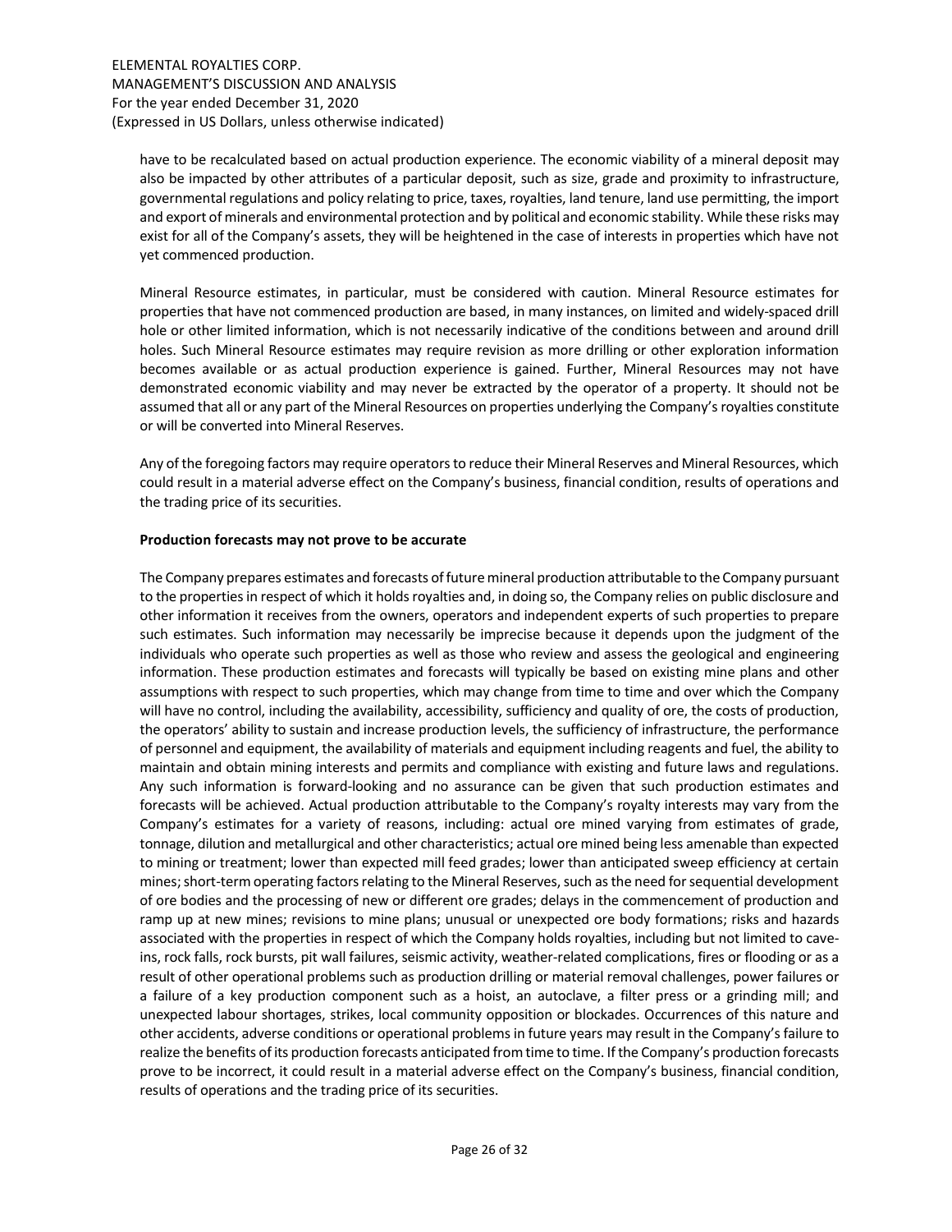have to be recalculated based on actual production experience. The economic viability of a mineral deposit may also be impacted by other attributes of a particular deposit, such as size, grade and proximity to infrastructure, governmental regulations and policy relating to price, taxes, royalties, land tenure, land use permitting, the import and export of minerals and environmental protection and by political and economic stability. While these risks may exist for all of the Company's assets, they will be heightened in the case of interests in properties which have not yet commenced production.

Mineral Resource estimates, in particular, must be considered with caution. Mineral Resource estimates for properties that have not commenced production are based, in many instances, on limited and widely-spaced drill hole or other limited information, which is not necessarily indicative of the conditions between and around drill holes. Such Mineral Resource estimates may require revision as more drilling or other exploration information becomes available or as actual production experience is gained. Further, Mineral Resources may not have demonstrated economic viability and may never be extracted by the operator of a property. It should not be assumed that all or any part of the Mineral Resources on properties underlying the Company's royalties constitute or will be converted into Mineral Reserves.

Any of the foregoing factors may require operators to reduce their Mineral Reserves and Mineral Resources, which could result in a material adverse effect on the Company's business, financial condition, results of operations and the trading price of its securities.

**Production forecasts may not prove to be accurate**

The Company prepares estimates and forecasts of future mineral production attributable to the Company pursuant to the properties in respect of which it holds royalties and, in doing so, the Company relies on public disclosure and other information it receives from the owners, operators and independent experts of such properties to prepare such estimates. Such information may necessarily be imprecise because it depends upon the judgment of the individuals who operate such properties as well as those who review and assess the geological and engineering information. These production estimates and forecasts will typically be based on existing mine plans and other assumptions with respect to such properties, which may change from time to time and over which the Company will have no control, including the availability, accessibility, sufficiency and quality of ore, the costs of production, the operators' ability to sustain and increase production levels, the sufficiency of infrastructure, the performance of personnel and equipment, the availability of materials and equipment including reagents and fuel, the ability to maintain and obtain mining interests and permits and compliance with existing and future laws and regulations. Any such information is forward-looking and no assurance can be given that such production estimates and forecasts will be achieved. Actual production attributable to the Company's royalty interests may vary from the Company's estimates for a variety of reasons, including: actual ore mined varying from estimates of grade, tonnage, dilution and metallurgical and other characteristics; actual ore mined being less amenable than expected to mining or treatment; lower than expected mill feed grades; lower than anticipated sweep efficiency at certain mines; short-term operating factors relating to the Mineral Reserves, such as the need for sequential development of ore bodies and the processing of new or different ore grades; delays in the commencement of production and ramp up at new mines; revisions to mine plans; unusual or unexpected ore body formations; risks and hazards associated with the properties in respect of which the Company holds royalties, including but not limited to cave-ins, rock falls, rock bursts, pit wall failures, seismic activity, weather-related complications, fires or flooding or as a result of other operational problems such as production drilling or material removal challenges, power failures or a failure of a key production component such as a hoist, an autoclave, a filter press or a grinding mill; and unexpected labour shortages, strikes, local community opposition or blockades. Occurrences of this nature and other accidents, adverse conditions or operational problems in future years may result in the Company's failure to realize the benefits of its production forecasts anticipated from time to time. If the Company's production forecasts prove to be incorrect, it could result in a material adverse effect on the Company's business, financial condition, results of operations and the trading price of its securities.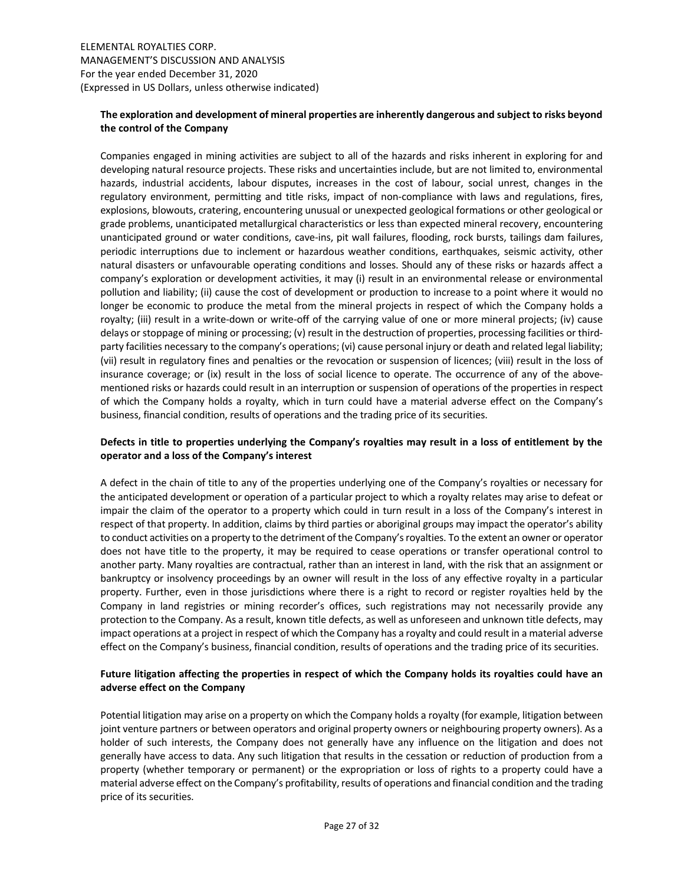**The exploration and development of mineral properties are inherently dangerous and subject to risks beyond the control of the Company**

Companies engaged in mining activities are subject to all of the hazards and risks inherent in exploring for and developing natural resource projects. These risks and uncertainties include, but are not limited to, environmental hazards, industrial accidents, labour disputes, increases in the cost of labour, social unrest, changes in the regulatory environment, permitting and title risks, impact of non-compliance with laws and regulations, fires, explosions, blowouts, cratering, encountering unusual or unexpected geological formations or other geological or grade problems, unanticipated metallurgical characteristics or less than expected mineral recovery, encountering unanticipated ground or water conditions, cave-ins, pit wall failures, flooding, rock bursts, tailings dam failures, periodic interruptions due to inclement or hazardous weather conditions, earthquakes, seismic activity, other natural disasters or unfavourable operating conditions and losses. Should any of these risks or hazards affect a company's exploration or development activities, it may (i) result in an environmental release or environmental pollution and liability; (ii) cause the cost of development or production to increase to a point where it would no longer be economic to produce the metal from the mineral projects in respect of which the Company holds a royalty; (iii) result in a write-down or write-off of the carrying value of one or more mineral projects; (iv) cause delays or stoppage of mining or processing; (v) result in the destruction of properties, processing facilities or third-party facilities necessary to the company's operations; (vi) cause personal injury or death and related legal liability; (vii) result in regulatory fines and penalties or the revocation or suspension of licences; (viii) result in the loss of insurance coverage; or (ix) result in the loss of social licence to operate. The occurrence of any of the above-mentioned risks or hazards could result in an interruption or suspension of operations of the properties in respect of which the Company holds a royalty, which in turn could have a material adverse effect on the Company's business, financial condition, results of operations and the trading price of its securities.

**Defects in title to properties underlying the Company's royalties may result in a loss of entitlement by the operator and a loss of the Company's interest**

A defect in the chain of title to any of the properties underlying one of the Company's royalties or necessary for the anticipated development or operation of a particular project to which a royalty relates may arise to defeat or impair the claim of the operator to a property which could in turn result in a loss of the Company's interest in respect of that property. In addition, claims by third parties or aboriginal groups may impact the operator's ability to conduct activities on a property to the detriment of the Company's royalties. To the extent an owner or operator does not have title to the property, it may be required to cease operations or transfer operational control to another party. Many royalties are contractual, rather than an interest in land, with the risk that an assignment or bankruptcy or insolvency proceedings by an owner will result in the loss of any effective royalty in a particular property. Further, even in those jurisdictions where there is a right to record or register royalties held by the Company in land registries or mining recorder's offices, such registrations may not necessarily provide any protection to the Company. As a result, known title defects, as well as unforeseen and unknown title defects, may impact operations at a project in respect of which the Company has a royalty and could result in a material adverse effect on the Company's business, financial condition, results of operations and the trading price of its securities.

**Future litigation affecting the properties in respect of which the Company holds its royalties could have an adverse effect on the Company**

Potential litigation may arise on a property on which the Company holds a royalty (for example, litigation between joint venture partners or between operators and original property owners or neighbouring property owners). As a holder of such interests, the Company does not generally have any influence on the litigation and does not generally have access to data. Any such litigation that results in the cessation or reduction of production from a property (whether temporary or permanent) or the expropriation or loss of rights to a property could have a material adverse effect on the Company's profitability, results of operations and financial condition and the trading price of its securities.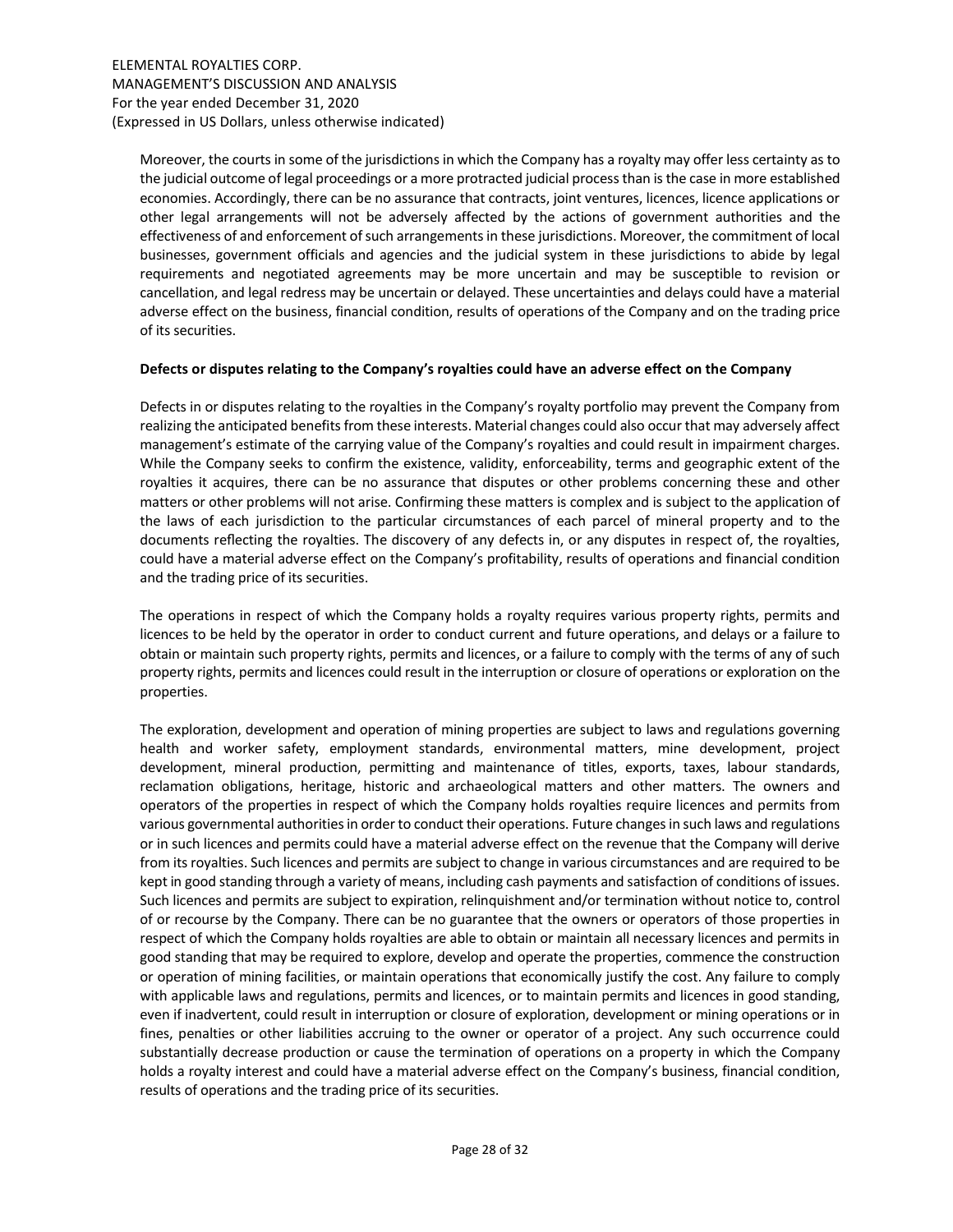Moreover, the courts in some of the jurisdictions in which the Company has a royalty may offer less certainty as to the judicial outcome of legal proceedings or a more protracted judicial process than is the case in more established economies. Accordingly, there can be no assurance that contracts, joint ventures, licences, licence applications or other legal arrangements will not be adversely affected by the actions of government authorities and the effectiveness of and enforcement of such arrangements in these jurisdictions. Moreover, the commitment of local businesses, government officials and agencies and the judicial system in these jurisdictions to abide by legal requirements and negotiated agreements may be more uncertain and may be susceptible to revision or cancellation, and legal redress may be uncertain or delayed. These uncertainties and delays could have a material adverse effect on the business, financial condition, results of operations of the Company and on the trading price of its securities.

**Defects or disputes relating to the Company's royalties could have an adverse effect on the Company**

Defects in or disputes relating to the royalties in the Company's royalty portfolio may prevent the Company from realizing the anticipated benefits from these interests. Material changes could also occur that may adversely affect management's estimate of the carrying value of the Company's royalties and could result in impairment charges. While the Company seeks to confirm the existence, validity, enforceability, terms and geographic extent of the royalties it acquires, there can be no assurance that disputes or other problems concerning these and other matters or other problems will not arise. Confirming these matters is complex and is subject to the application of the laws of each jurisdiction to the particular circumstances of each parcel of mineral property and to the documents reflecting the royalties. The discovery of any defects in, or any disputes in respect of, the royalties, could have a material adverse effect on the Company's profitability, results of operations and financial condition and the trading price of its securities.

The operations in respect of which the Company holds a royalty requires various property rights, permits and licences to be held by the operator in order to conduct current and future operations, and delays or a failure to obtain or maintain such property rights, permits and licences, or a failure to comply with the terms of any of such property rights, permits and licences could result in the interruption or closure of operations or exploration on the properties.

The exploration, development and operation of mining properties are subject to laws and regulations governing health and worker safety, employment standards, environmental matters, mine development, project development, mineral production, permitting and maintenance of titles, exports, taxes, labour standards, reclamation obligations, heritage, historic and archaeological matters and other matters. The owners and operators of the properties in respect of which the Company holds royalties require licences and permits from various governmental authorities in order to conduct their operations. Future changes in such laws and regulations or in such licences and permits could have a material adverse effect on the revenue that the Company will derive from its royalties. Such licences and permits are subject to change in various circumstances and are required to be kept in good standing through a variety of means, including cash payments and satisfaction of conditions of issues. Such licences and permits are subject to expiration, relinquishment and/or termination without notice to, control of or recourse by the Company. There can be no guarantee that the owners or operators of those properties in respect of which the Company holds royalties are able to obtain or maintain all necessary licences and permits in good standing that may be required to explore, develop and operate the properties, commence the construction or operation of mining facilities, or maintain operations that economically justify the cost. Any failure to comply with applicable laws and regulations, permits and licences, or to maintain permits and licences in good standing, even if inadvertent, could result in interruption or closure of exploration, development or mining operations or in fines, penalties or other liabilities accruing to the owner or operator of a project. Any such occurrence could substantially decrease production or cause the termination of operations on a property in which the Company holds a royalty interest and could have a material adverse effect on the Company's business, financial condition, results of operations and the trading price of its securities.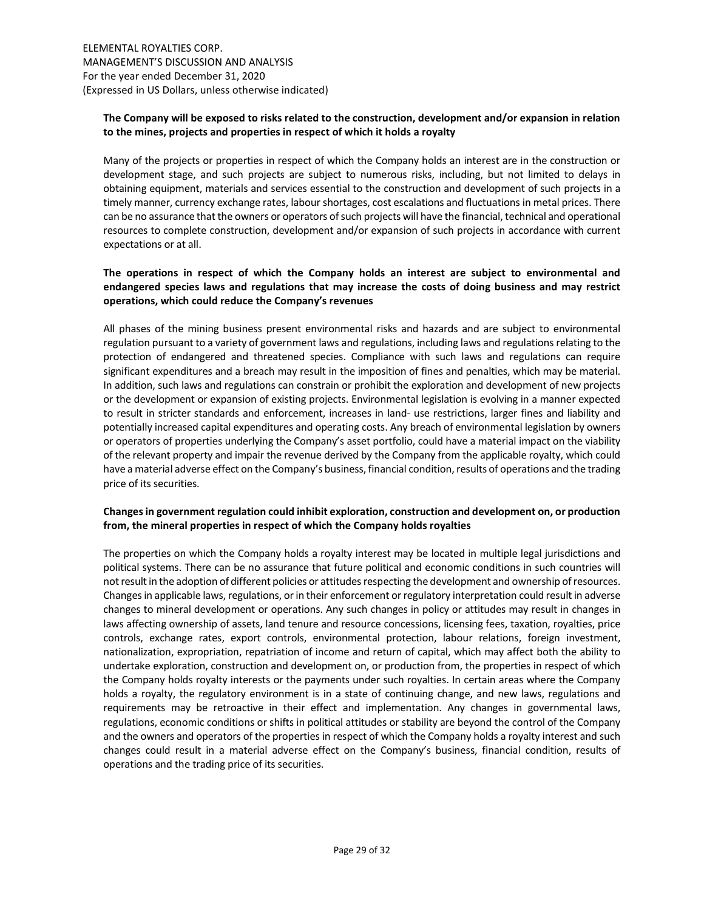**The Company will be exposed to risks related to the construction, development and/or expansion in relation to the mines, projects and properties in respect of which it holds a royalty**

Many of the projects or properties in respect of which the Company holds an interest are in the construction or development stage, and such projects are subject to numerous risks, including, but not limited to delays in obtaining equipment, materials and services essential to the construction and development of such projects in a timely manner, currency exchange rates, labour shortages, cost escalations and fluctuations in metal prices. There can be no assurance that the owners or operators of such projects will have the financial, technical and operational resources to complete construction, development and/or expansion of such projects in accordance with current expectations or at all.

**The operations in respect of which the Company holds an interest are subject to environmental and endangered species laws and regulations that may increase the costs of doing business and may restrict operations, which could reduce the Company's revenues**

All phases of the mining business present environmental risks and hazards and are subject to environmental regulation pursuant to a variety of government laws and regulations, including laws and regulations relating to the protection of endangered and threatened species. Compliance with such laws and regulations can require significant expenditures and a breach may result in the imposition of fines and penalties, which may be material. In addition, such laws and regulations can constrain or prohibit the exploration and development of new projects or the development or expansion of existing projects. Environmental legislation is evolving in a manner expected to result in stricter standards and enforcement, increases in land- use restrictions, larger fines and liability and potentially increased capital expenditures and operating costs. Any breach of environmental legislation by owners or operators of properties underlying the Company's asset portfolio, could have a material impact on the viability of the relevant property and impair the revenue derived by the Company from the applicable royalty, which could have a material adverse effect on the Company's business, financial condition, results of operations and the trading price of its securities.

**Changes in government regulation could inhibit exploration, construction and development on, or production from, the mineral properties in respect of which the Company holds royalties**

The properties on which the Company holds a royalty interest may be located in multiple legal jurisdictions and political systems. There can be no assurance that future political and economic conditions in such countries will not result in the adoption of different policies or attitudes respecting the development and ownership of resources. Changes in applicable laws, regulations, or in their enforcement or regulatory interpretation could result in adverse changes to mineral development or operations. Any such changes in policy or attitudes may result in changes in laws affecting ownership of assets, land tenure and resource concessions, licensing fees, taxation, royalties, price controls, exchange rates, export controls, environmental protection, labour relations, foreign investment, nationalization, expropriation, repatriation of income and return of capital, which may affect both the ability to undertake exploration, construction and development on, or production from, the properties in respect of which the Company holds royalty interests or the payments under such royalties. In certain areas where the Company holds a royalty, the regulatory environment is in a state of continuing change, and new laws, regulations and requirements may be retroactive in their effect and implementation. Any changes in governmental laws, regulations, economic conditions or shifts in political attitudes or stability are beyond the control of the Company and the owners and operators of the properties in respect of which the Company holds a royalty interest and such changes could result in a material adverse effect on the Company's business, financial condition, results of operations and the trading price of its securities.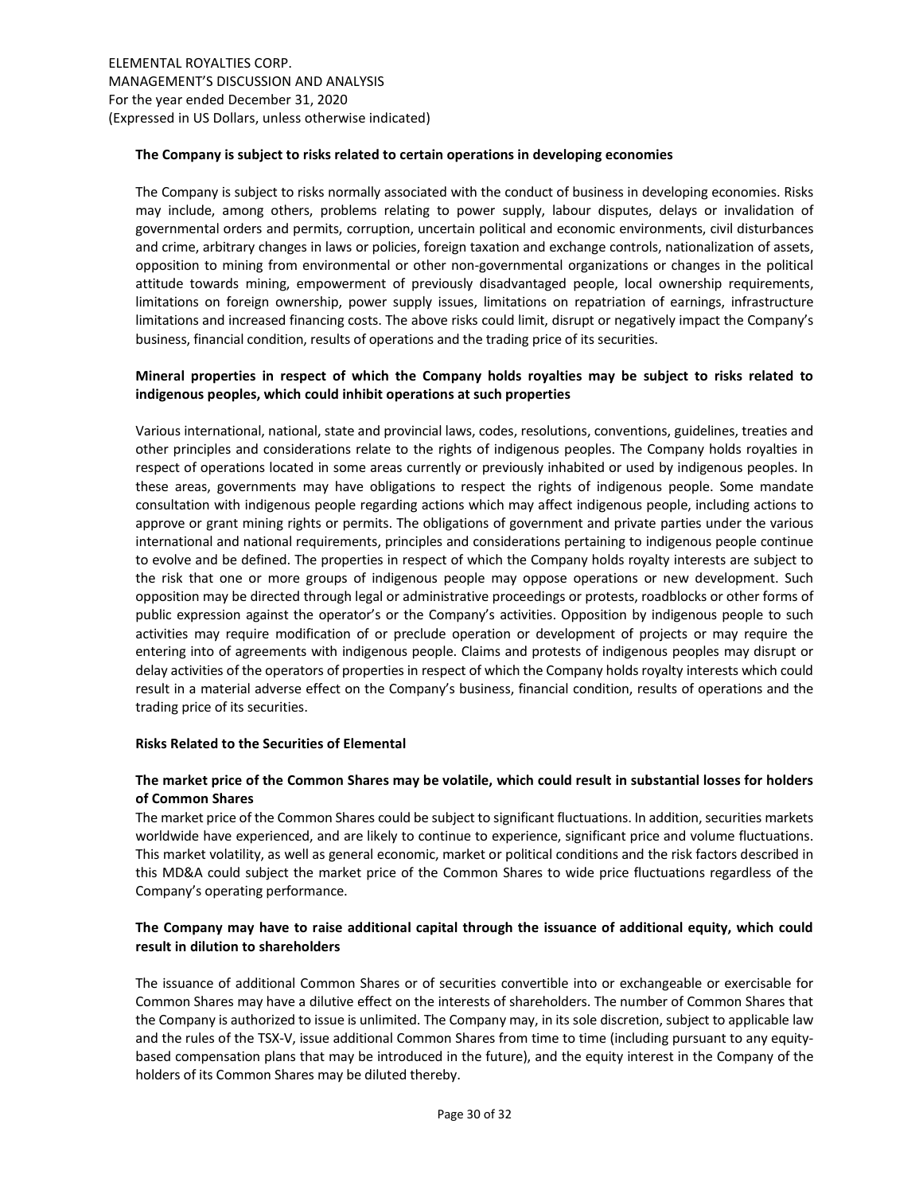**The Company is subject to risks related to certain operations in developing economies**

The Company is subject to risks normally associated with the conduct of business in developing economies. Risks may include, among others, problems relating to power supply, labour disputes, delays or invalidation of governmental orders and permits, corruption, uncertain political and economic environments, civil disturbances and crime, arbitrary changes in laws or policies, foreign taxation and exchange controls, nationalization of assets, opposition to mining from environmental or other non-governmental organizations or changes in the political attitude towards mining, empowerment of previously disadvantaged people, local ownership requirements, limitations on foreign ownership, power supply issues, limitations on repatriation of earnings, infrastructure limitations and increased financing costs. The above risks could limit, disrupt or negatively impact the Company's business, financial condition, results of operations and the trading price of its securities.

**Mineral properties in respect of which the Company holds royalties may be subject to risks related to indigenous peoples, which could inhibit operations at such properties**

Various international, national, state and provincial laws, codes, resolutions, conventions, guidelines, treaties and other principles and considerations relate to the rights of indigenous peoples. The Company holds royalties in respect of operations located in some areas currently or previously inhabited or used by indigenous peoples. In these areas, governments may have obligations to respect the rights of indigenous people. Some mandate consultation with indigenous people regarding actions which may affect indigenous people, including actions to approve or grant mining rights or permits. The obligations of government and private parties under the various international and national requirements, principles and considerations pertaining to indigenous people continue to evolve and be defined. The properties in respect of which the Company holds royalty interests are subject to the risk that one or more groups of indigenous people may oppose operations or new development. Such opposition may be directed through legal or administrative proceedings or protests, roadblocks or other forms of public expression against the operator's or the Company's activities. Opposition by indigenous people to such activities may require modification of or preclude operation or development of projects or may require the entering into of agreements with indigenous people. Claims and protests of indigenous peoples may disrupt or delay activities of the operators of properties in respect of which the Company holds royalty interests which could result in a material adverse effect on the Company's business, financial condition, results of operations and the trading price of its securities.

**Risks Related to the Securities of Elemental**

**The market price of the Common Shares may be volatile, which could result in substantial losses for holders of Common Shares**

The market price of the Common Shares could be subject to significant fluctuations. In addition, securities markets worldwide have experienced, and are likely to continue to experience, significant price and volume fluctuations. This market volatility, as well as general economic, market or political conditions and the risk factors described in this MD&A could subject the market price of the Common Shares to wide price fluctuations regardless of the Company's operating performance.

**The Company may have to raise additional capital through the issuance of additional equity, which could result in dilution to shareholders**

The issuance of additional Common Shares or of securities convertible into or exchangeable or exercisable for Common Shares may have a dilutive effect on the interests of shareholders. The number of Common Shares that the Company is authorized to issue is unlimited. The Company may, in its sole discretion, subject to applicable law and the rules of the TSX-V, issue additional Common Shares from time to time (including pursuant to any equity-based compensation plans that may be introduced in the future), and the equity interest in the Company of the holders of its Common Shares may be diluted thereby.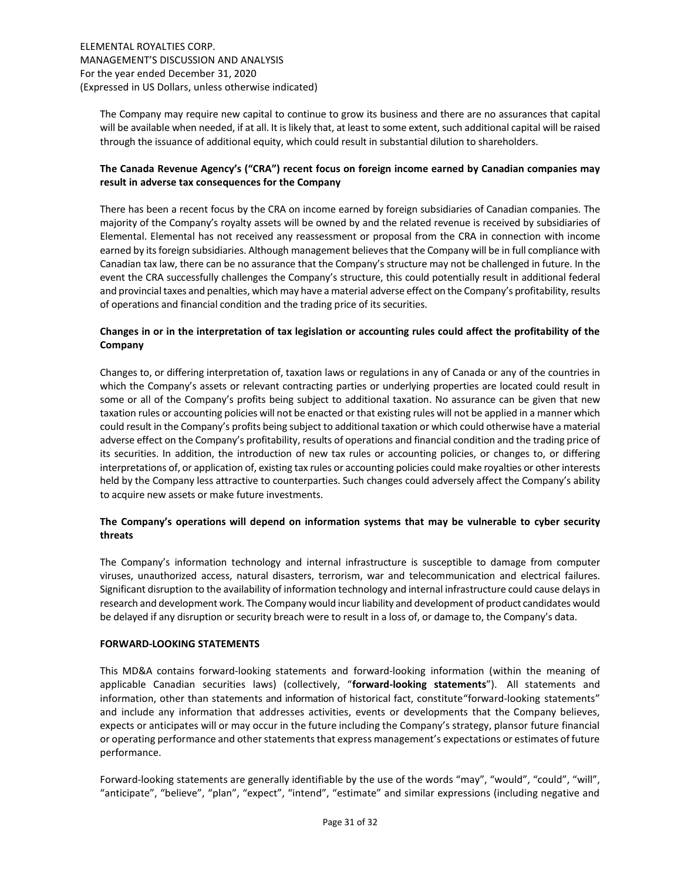The Company may require new capital to continue to grow its business and there are no assurances that capital will be available when needed, if at all. It is likely that, at least to some extent, such additional capital will be raised through the issuance of additional equity, which could result in substantial dilution to shareholders.

**The Canada Revenue Agency's ("CRA") recent focus on foreign income earned by Canadian companies may result in adverse tax consequences for the Company**

There has been a recent focus by the CRA on income earned by foreign subsidiaries of Canadian companies. The majority of the Company's royalty assets will be owned by and the related revenue is received by subsidiaries of Elemental. Elemental has not received any reassessment or proposal from the CRA in connection with income earned by its foreign subsidiaries. Although management believes that the Company will be in full compliance with Canadian tax law, there can be no assurance that the Company's structure may not be challenged in future. In the event the CRA successfully challenges the Company's structure, this could potentially result in additional federal and provincial taxes and penalties, which may have a material adverse effect on the Company's profitability, results of operations and financial condition and the trading price of its securities.

**Changes in or in the interpretation of tax legislation or accounting rules could affect the profitability of the Company**

Changes to, or differing interpretation of, taxation laws or regulations in any of Canada or any of the countries in which the Company's assets or relevant contracting parties or underlying properties are located could result in some or all of the Company's profits being subject to additional taxation. No assurance can be given that new taxation rules or accounting policies will not be enacted or that existing rules will not be applied in a manner which could result in the Company's profits being subject to additional taxation or which could otherwise have a material adverse effect on the Company's profitability, results of operations and financial condition and the trading price of its securities. In addition, the introduction of new tax rules or accounting policies, or changes to, or differing interpretations of, or application of, existing tax rules or accounting policies could make royalties or other interests held by the Company less attractive to counterparties. Such changes could adversely affect the Company's ability to acquire new assets or make future investments.

**The Company's operations will depend on information systems that may be vulnerable to cyber security threats**

The Company's information technology and internal infrastructure is susceptible to damage from computer viruses, unauthorized access, natural disasters, terrorism, war and telecommunication and electrical failures. Significant disruption to the availability of information technology and internal infrastructure could cause delays in research and development work. The Company would incur liability and development of product candidates would be delayed if any disruption or security breach were to result in a loss of, or damage to, the Company's data.

**FORWARD-LOOKING STATEMENTS**

This MD&A contains forward-looking statements and forward-looking information (within the meaning of applicable Canadian securities laws) (collectively, "**forward-looking statements**"). All statements and information, other than statements and information of historical fact, constitute"forward-looking statements" and include any information that addresses activities, events or developments that the Company believes, expects or anticipates will or may occur in the future including the Company's strategy, plansor future financial or operating performance and other statements that express management's expectations or estimates of future performance.

Forward-looking statements are generally identifiable by the use of the words "may", "would", "could", "will", "anticipate", "believe", "plan", "expect", "intend", "estimate" and similar expressions (including negative and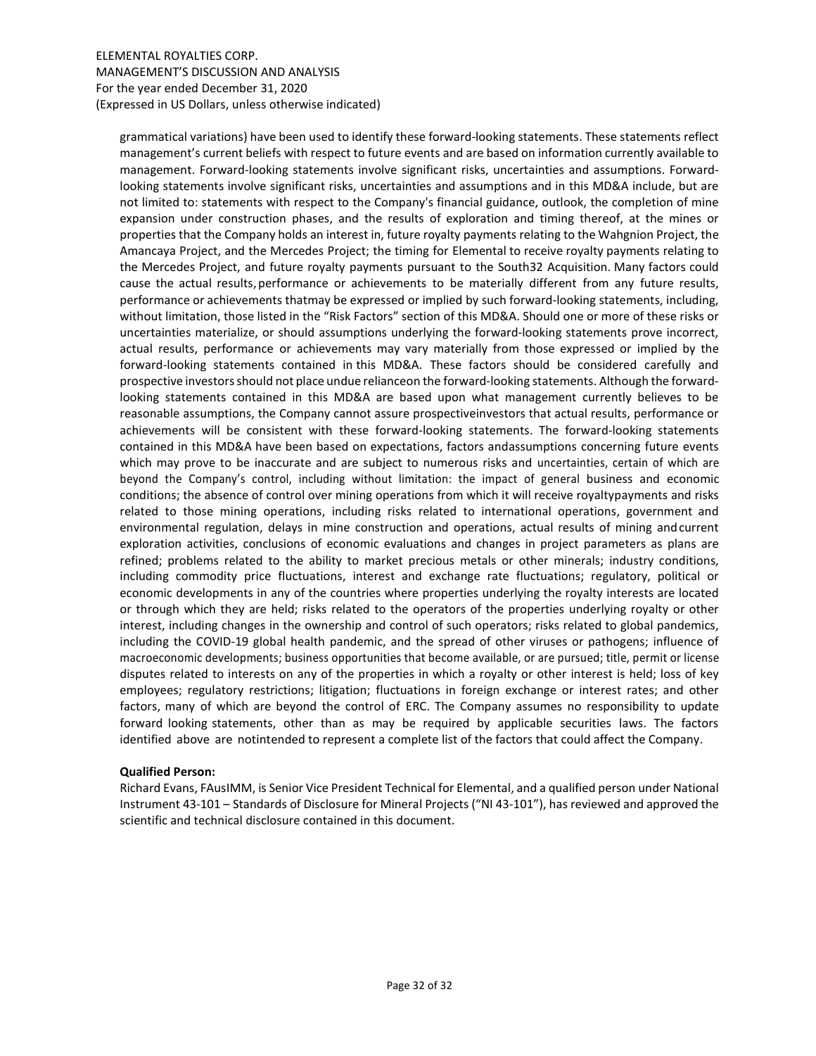grammatical variations) have been used to identify these forward-looking statements. These statements reflect management's current beliefs with respect to future events and are based on information currently available to management. Forward-looking statements involve significant risks, uncertainties and assumptions. Forward-looking statements involve significant risks, uncertainties and assumptions and in this MD&A include, but are not limited to: statements with respect to the Company's financial guidance, outlook, the completion of mine expansion under construction phases, and the results of exploration and timing thereof, at the mines or properties that the Company holds an interest in, future royalty payments relating to the Wahgnion Project, the Amancaya Project, and the Mercedes Project; the timing for Elemental to receive royalty payments relating to the Mercedes Project, and future royalty payments pursuant to the South32 Acquisition. Many factors could cause the actual results, performance or achievements to be materially different from any future results, performance or achievements thatmay be expressed or implied by such forward-looking statements, including, without limitation, those listed in the "Risk Factors" section of this MD&A. Should one or more of these risks or uncertainties materialize, or should assumptions underlying the forward-looking statements prove incorrect, actual results, performance or achievements may vary materially from those expressed or implied by the forward-looking statements contained in this MD&A. These factors should be considered carefully and prospective investors should not place undue relianceon the forward-looking statements. Although the forward-looking statements contained in this MD&A are based upon what management currently believes to be reasonable assumptions, the Company cannot assure prospectiveinvestors that actual results, performance or achievements will be consistent with these forward-looking statements. The forward-looking statements contained in this MD&A have been based on expectations, factors andassumptions concerning future events which may prove to be inaccurate and are subject to numerous risks and uncertainties, certain of which are beyond the Company's control, including without limitation: the impact of general business and economic conditions; the absence of control over mining operations from which it will receive royaltypayments and risks related to those mining operations, including risks related to international operations, government and environmental regulation, delays in mine construction and operations, actual results of mining andcurrent exploration activities, conclusions of economic evaluations and changes in project parameters as plans are refined; problems related to the ability to market precious metals or other minerals; industry conditions, including commodity price fluctuations, interest and exchange rate fluctuations; regulatory, political or economic developments in any of the countries where properties underlying the royalty interests are located or through which they are held; risks related to the operators of the properties underlying royalty or other interest, including changes in the ownership and control of such operators; risks related to global pandemics, including the COVID-19 global health pandemic, and the spread of other viruses or pathogens; influence of macroeconomic developments; business opportunities that become available, or are pursued; title, permit or license disputes related to interests on any of the properties in which a royalty or other interest is held; loss of key employees; regulatory restrictions; litigation; fluctuations in foreign exchange or interest rates; and other factors, many of which are beyond the control of ERC. The Company assumes no responsibility to update forward looking statements, other than as may be required by applicable securities laws. The factors identified above are notintended to represent a complete list of the factors that could affect the Company.

**Qualified Person:**
Richard Evans, FAusIMM, is Senior Vice President Technical for Elemental, and a qualified person under National Instrument 43-101 – Standards of Disclosure for Mineral Projects ("NI 43-101"), has reviewed and approved the scientific and technical disclosure contained in this document.